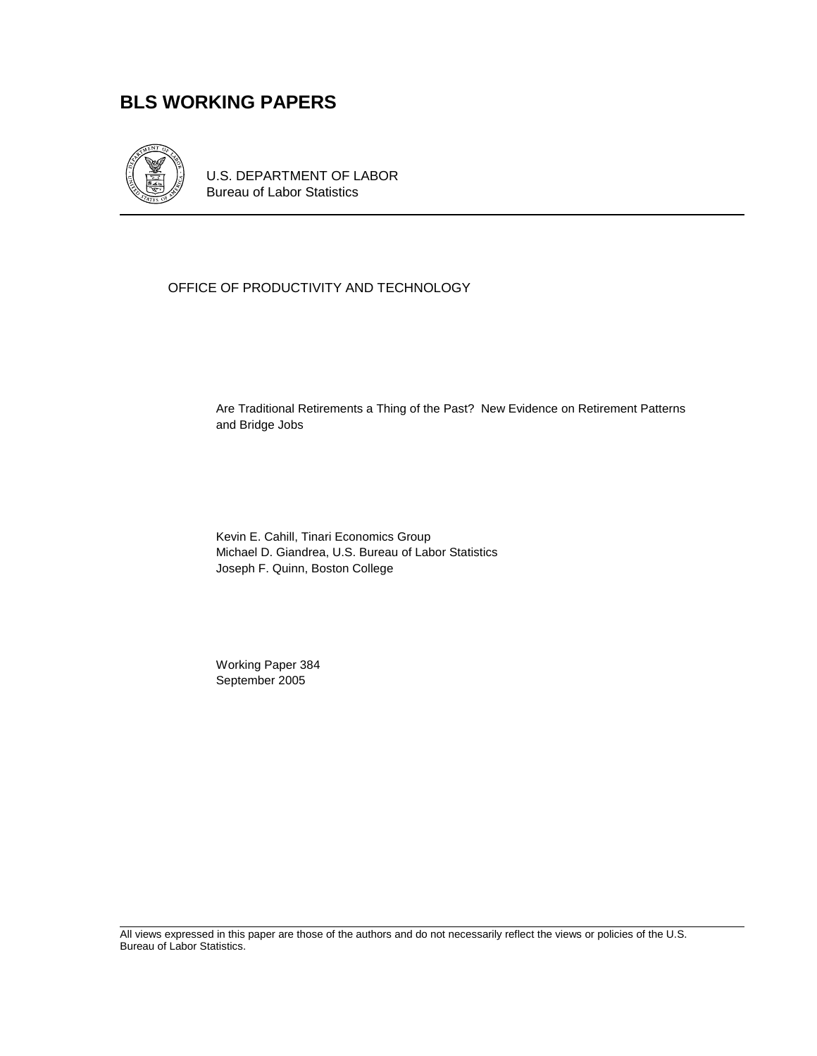# BLS WORKING PAPERS

U.S. DEPARTMENT OF LABOR
Bureau of Labor Statistics

OFFICE OF PRODUCTIVITY AND TECHNOLOGY

Are Traditional Retirements a Thing of the Past? New Evidence on Retirement Patterns and Bridge Jobs

Kevin E. Cahill, Tinari Economics Group
Michael D. Giandrea, U.S. Bureau of Labor Statistics
Joseph F. Quinn, Boston College

Working Paper 384
September 2005

All views expressed in this paper are those of the authors and do not necessarily reflect the views or policies of the U.S. Bureau of Labor Statistics.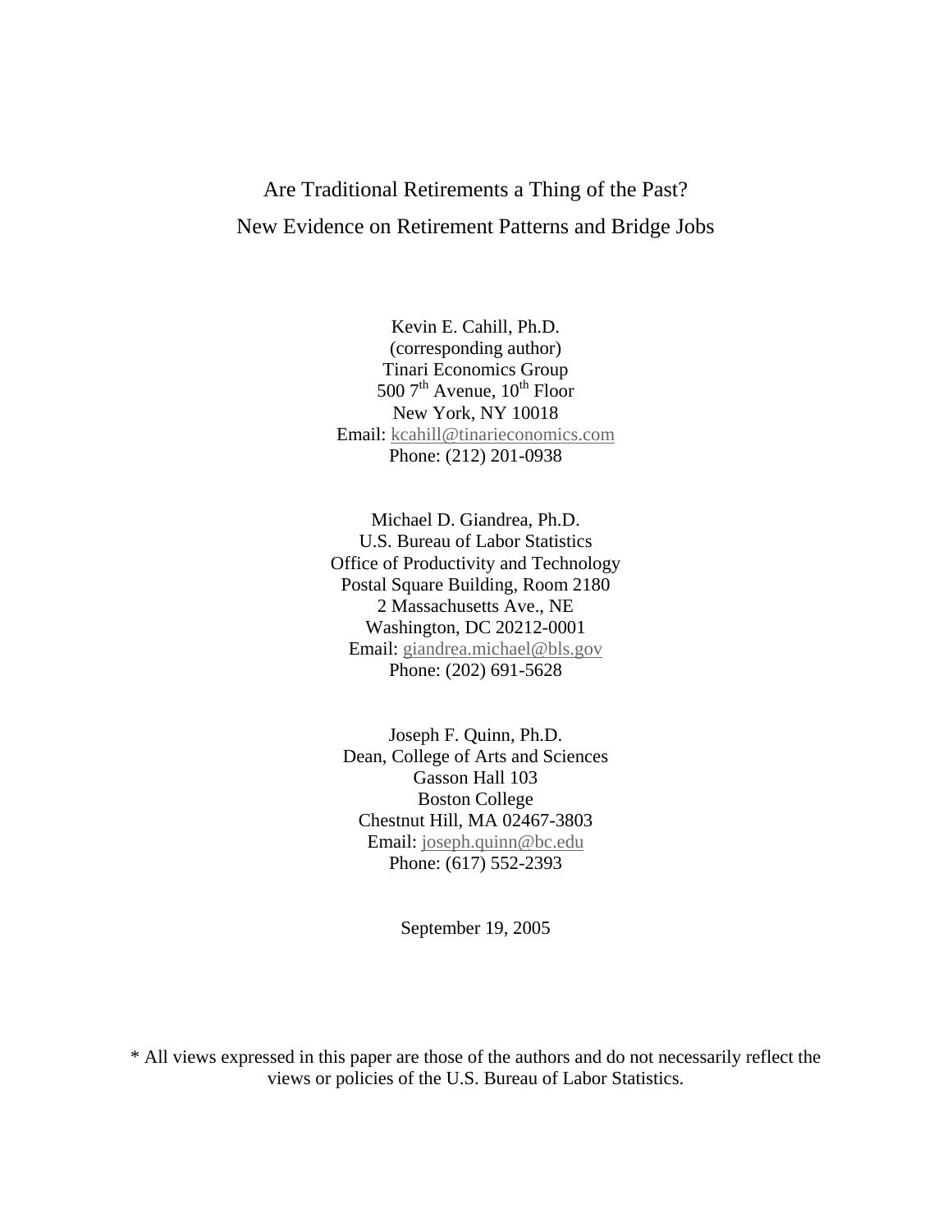# Are Traditional Retirements a Thing of the Past?
# New Evidence on Retirement Patterns and Bridge Jobs

Kevin E. Cahill, Ph.D.
(corresponding author)
Tinari Economics Group
500 7th Avenue, 10th Floor
New York, NY 10018
Email: kcahill@tinarieconomics.com
Phone: (212) 201-0938

Michael D. Giandrea, Ph.D.
U.S. Bureau of Labor Statistics
Office of Productivity and Technology
Postal Square Building, Room 2180
2 Massachusetts Ave., NE
Washington, DC 20212-0001
Email: giandrea.michael@bls.gov
Phone: (202) 691-5628

Joseph F. Quinn, Ph.D.
Dean, College of Arts and Sciences
Gasson Hall 103
Boston College
Chestnut Hill, MA 02467-3803
Email: joseph.quinn@bc.edu
Phone: (617) 552-2393

September 19, 2005

* All views expressed in this paper are those of the authors and do not necessarily reflect the views or policies of the U.S. Bureau of Labor Statistics.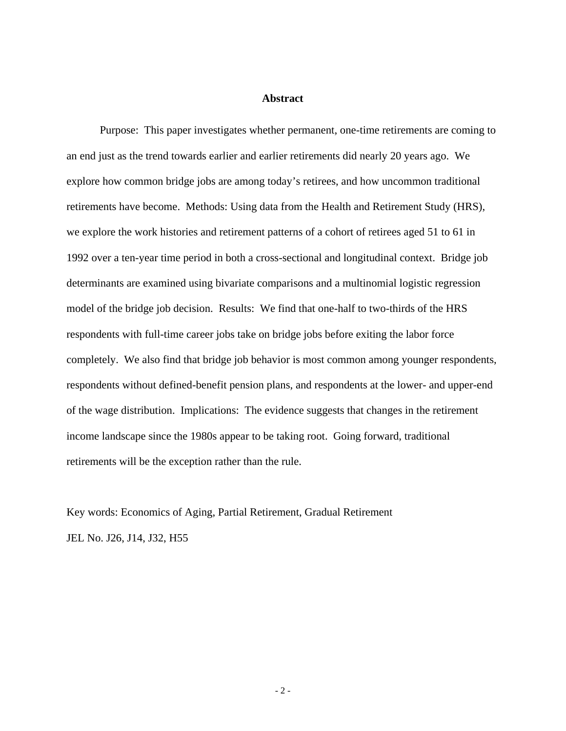## Abstract

Purpose: This paper investigates whether permanent, one-time retirements are coming to an end just as the trend towards earlier and earlier retirements did nearly 20 years ago. We explore how common bridge jobs are among today's retirees, and how uncommon traditional retirements have become. Methods: Using data from the Health and Retirement Study (HRS), we explore the work histories and retirement patterns of a cohort of retirees aged 51 to 61 in 1992 over a ten-year time period in both a cross-sectional and longitudinal context. Bridge job determinants are examined using bivariate comparisons and a multinomial logistic regression model of the bridge job decision. Results: We find that one-half to two-thirds of the HRS respondents with full-time career jobs take on bridge jobs before exiting the labor force completely. We also find that bridge job behavior is most common among younger respondents, respondents without defined-benefit pension plans, and respondents at the lower- and upper-end of the wage distribution. Implications: The evidence suggests that changes in the retirement income landscape since the 1980s appear to be taking root. Going forward, traditional retirements will be the exception rather than the rule.

Key words: Economics of Aging, Partial Retirement, Gradual Retirement

JEL No. J26, J14, J32, H55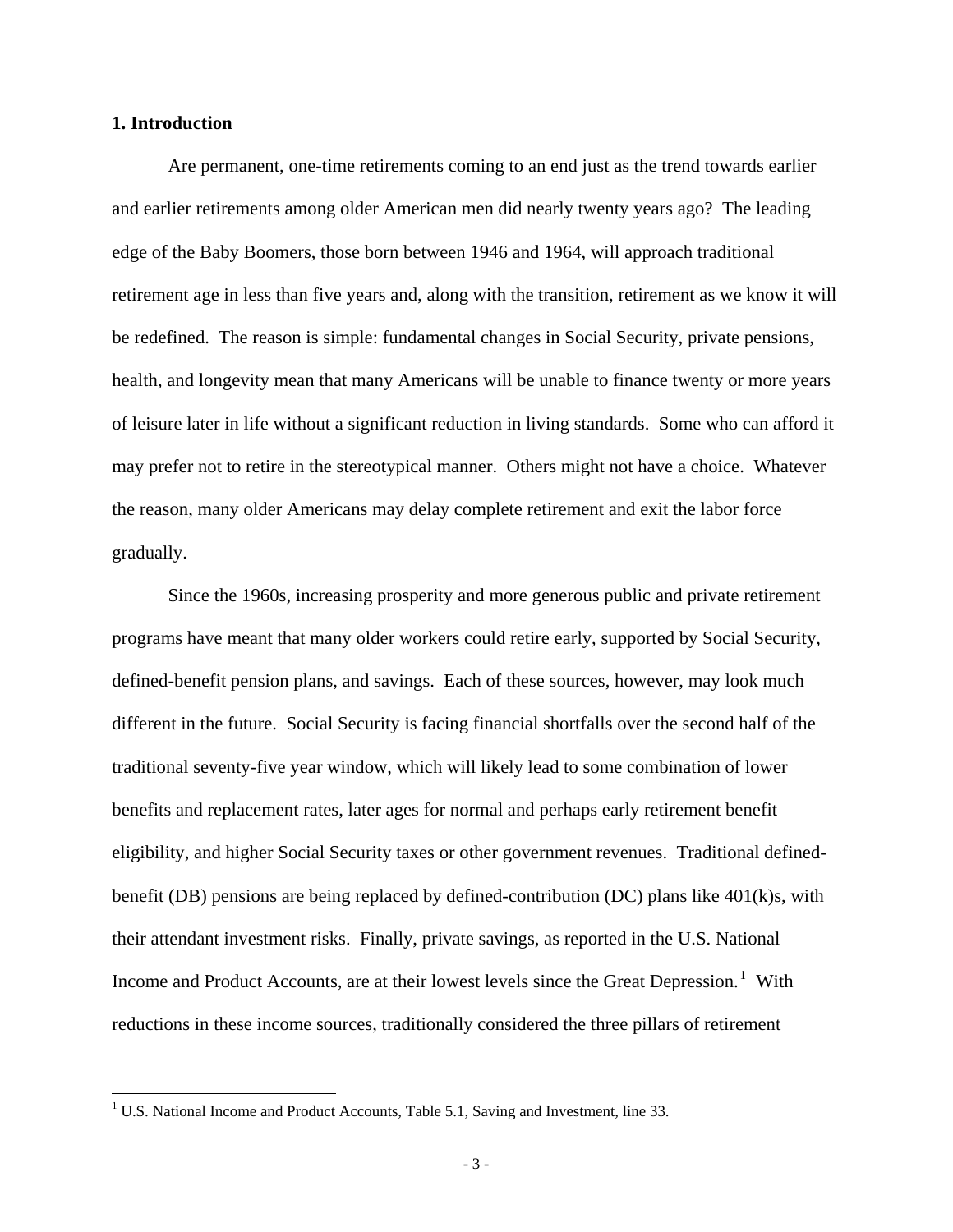## 1. Introduction

Are permanent, one-time retirements coming to an end just as the trend towards earlier and earlier retirements among older American men did nearly twenty years ago? The leading edge of the Baby Boomers, those born between 1946 and 1964, will approach traditional retirement age in less than five years and, along with the transition, retirement as we know it will be redefined. The reason is simple: fundamental changes in Social Security, private pensions, health, and longevity mean that many Americans will be unable to finance twenty or more years of leisure later in life without a significant reduction in living standards. Some who can afford it may prefer not to retire in the stereotypical manner. Others might not have a choice. Whatever the reason, many older Americans may delay complete retirement and exit the labor force gradually.

Since the 1960s, increasing prosperity and more generous public and private retirement programs have meant that many older workers could retire early, supported by Social Security, defined-benefit pension plans, and savings. Each of these sources, however, may look much different in the future. Social Security is facing financial shortfalls over the second half of the traditional seventy-five year window, which will likely lead to some combination of lower benefits and replacement rates, later ages for normal and perhaps early retirement benefit eligibility, and higher Social Security taxes or other government revenues. Traditional defined-benefit (DB) pensions are being replaced by defined-contribution (DC) plans like 401(k)s, with their attendant investment risks. Finally, private savings, as reported in the U.S. National Income and Product Accounts, are at their lowest levels since the Great Depression.[1] With reductions in these income sources, traditionally considered the three pillars of retirement

[1] U.S. National Income and Product Accounts, Table 5.1, Saving and Investment, line 33.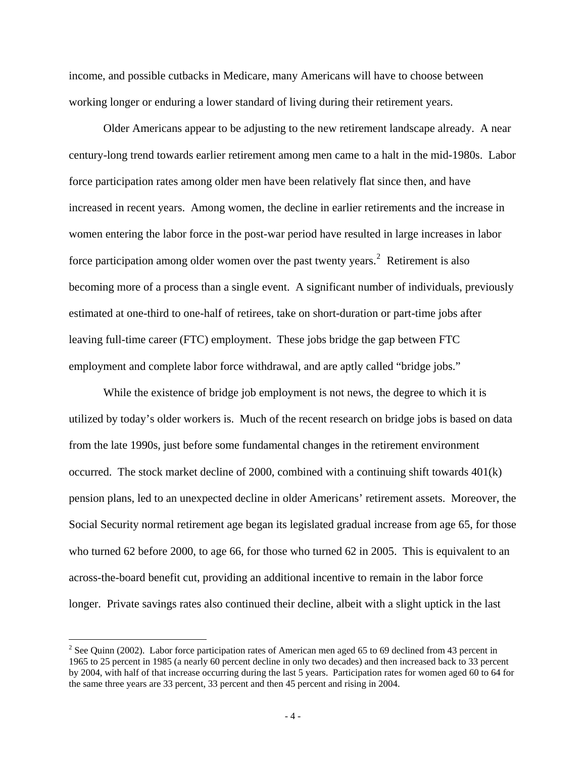income, and possible cutbacks in Medicare, many Americans will have to choose between working longer or enduring a lower standard of living during their retirement years.

Older Americans appear to be adjusting to the new retirement landscape already. A near century-long trend towards earlier retirement among men came to a halt in the mid-1980s. Labor force participation rates among older men have been relatively flat since then, and have increased in recent years. Among women, the decline in earlier retirements and the increase in women entering the labor force in the post-war period have resulted in large increases in labor force participation among older women over the past twenty years.[2] Retirement is also becoming more of a process than a single event. A significant number of individuals, previously estimated at one-third to one-half of retirees, take on short-duration or part-time jobs after leaving full-time career (FTC) employment. These jobs bridge the gap between FTC employment and complete labor force withdrawal, and are aptly called "bridge jobs."

While the existence of bridge job employment is not news, the degree to which it is utilized by today's older workers is. Much of the recent research on bridge jobs is based on data from the late 1990s, just before some fundamental changes in the retirement environment occurred. The stock market decline of 2000, combined with a continuing shift towards 401(k) pension plans, led to an unexpected decline in older Americans' retirement assets. Moreover, the Social Security normal retirement age began its legislated gradual increase from age 65, for those who turned 62 before 2000, to age 66, for those who turned 62 in 2005. This is equivalent to an across-the-board benefit cut, providing an additional incentive to remain in the labor force longer. Private savings rates also continued their decline, albeit with a slight uptick in the last

[2] See Quinn (2002). Labor force participation rates of American men aged 65 to 69 declined from 43 percent in 1965 to 25 percent in 1985 (a nearly 60 percent decline in only two decades) and then increased back to 33 percent by 2004, with half of that increase occurring during the last 5 years. Participation rates for women aged 60 to 64 for the same three years are 33 percent, 33 percent and then 45 percent and rising in 2004.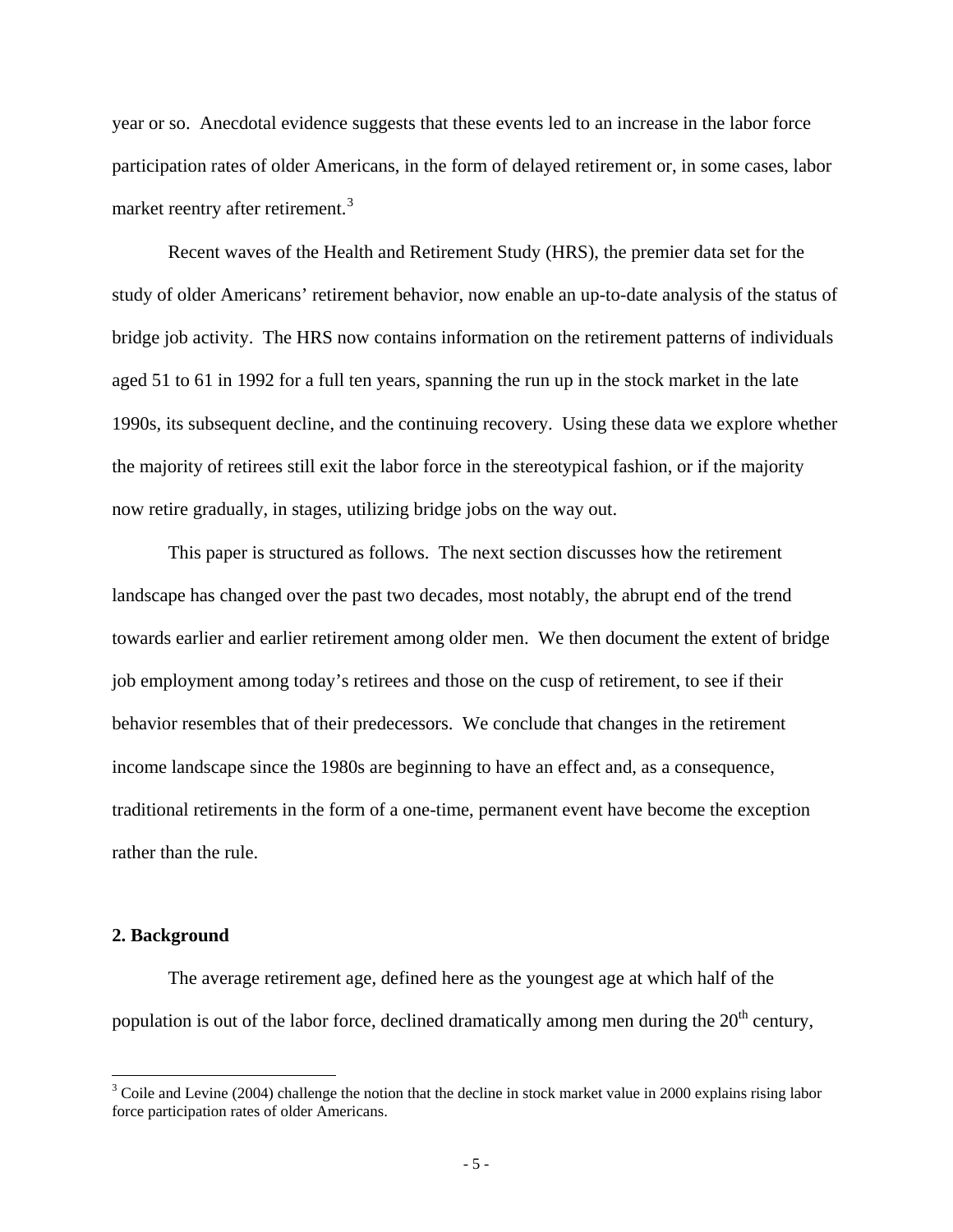year or so. Anecdotal evidence suggests that these events led to an increase in the labor force participation rates of older Americans, in the form of delayed retirement or, in some cases, labor market reentry after retirement.[3]

Recent waves of the Health and Retirement Study (HRS), the premier data set for the study of older Americans' retirement behavior, now enable an up-to-date analysis of the status of bridge job activity. The HRS now contains information on the retirement patterns of individuals aged 51 to 61 in 1992 for a full ten years, spanning the run up in the stock market in the late 1990s, its subsequent decline, and the continuing recovery. Using these data we explore whether the majority of retirees still exit the labor force in the stereotypical fashion, or if the majority now retire gradually, in stages, utilizing bridge jobs on the way out.

This paper is structured as follows. The next section discusses how the retirement landscape has changed over the past two decades, most notably, the abrupt end of the trend towards earlier and earlier retirement among older men. We then document the extent of bridge job employment among today's retirees and those on the cusp of retirement, to see if their behavior resembles that of their predecessors. We conclude that changes in the retirement income landscape since the 1980s are beginning to have an effect and, as a consequence, traditional retirements in the form of a one-time, permanent event have become the exception rather than the rule.

## 2. Background

The average retirement age, defined here as the youngest age at which half of the population is out of the labor force, declined dramatically among men during the 20th century,

[3] Coile and Levine (2004) challenge the notion that the decline in stock market value in 2000 explains rising labor force participation rates of older Americans.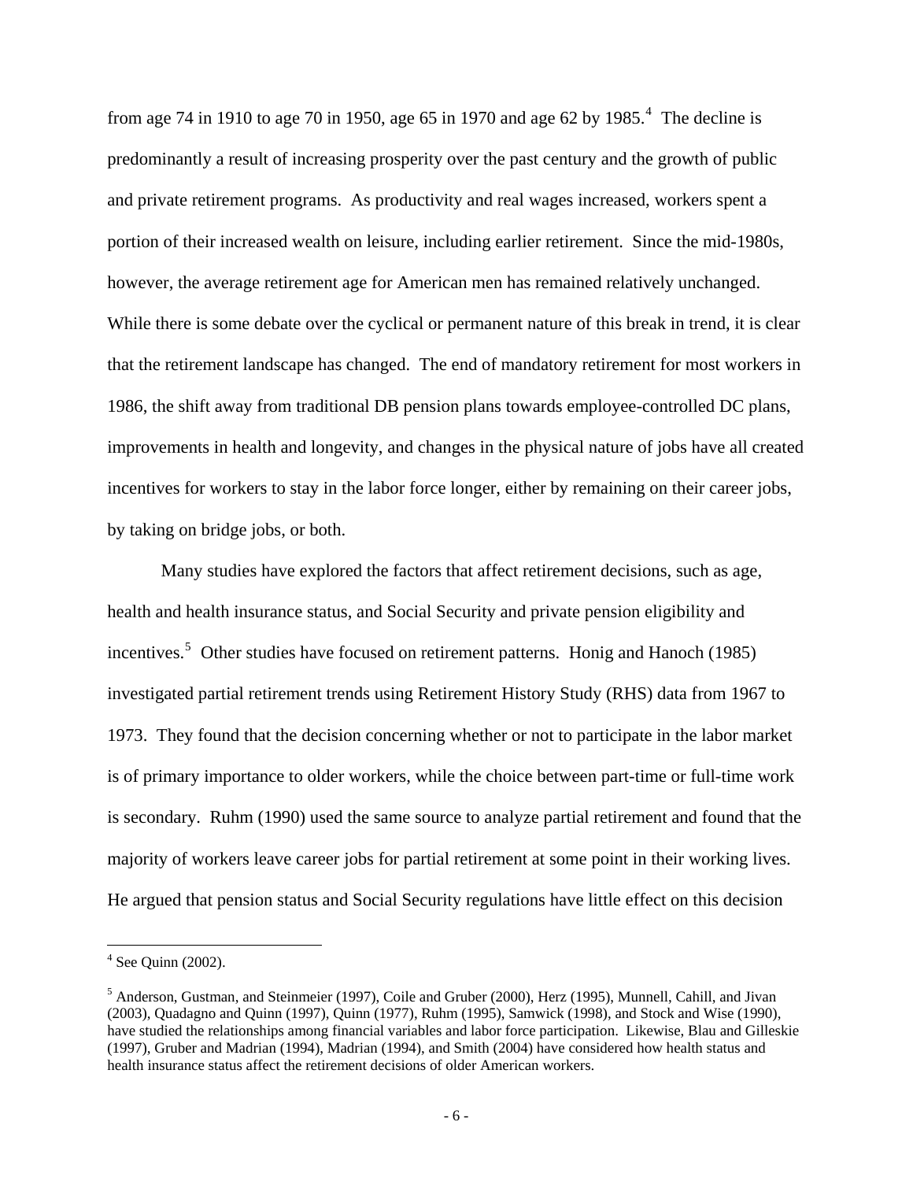from age 74 in 1910 to age 70 in 1950, age 65 in 1970 and age 62 by 1985.[4] The decline is predominantly a result of increasing prosperity over the past century and the growth of public and private retirement programs. As productivity and real wages increased, workers spent a portion of their increased wealth on leisure, including earlier retirement. Since the mid-1980s, however, the average retirement age for American men has remained relatively unchanged. While there is some debate over the cyclical or permanent nature of this break in trend, it is clear that the retirement landscape has changed. The end of mandatory retirement for most workers in 1986, the shift away from traditional DB pension plans towards employee-controlled DC plans, improvements in health and longevity, and changes in the physical nature of jobs have all created incentives for workers to stay in the labor force longer, either by remaining on their career jobs, by taking on bridge jobs, or both.

Many studies have explored the factors that affect retirement decisions, such as age, health and health insurance status, and Social Security and private pension eligibility and incentives.[5] Other studies have focused on retirement patterns. Honig and Hanoch (1985) investigated partial retirement trends using Retirement History Study (RHS) data from 1967 to 1973. They found that the decision concerning whether or not to participate in the labor market is of primary importance to older workers, while the choice between part-time or full-time work is secondary. Ruhm (1990) used the same source to analyze partial retirement and found that the majority of workers leave career jobs for partial retirement at some point in their working lives. He argued that pension status and Social Security regulations have little effect on this decision

---

[4] See Quinn (2002).

[5] Anderson, Gustman, and Steinmeier (1997), Coile and Gruber (2000), Herz (1995), Munnell, Cahill, and Jivan (2003), Quadagno and Quinn (1997), Quinn (1977), Ruhm (1995), Samwick (1998), and Stock and Wise (1990), have studied the relationships among financial variables and labor force participation. Likewise, Blau and Gilleskie (1997), Gruber and Madrian (1994), Madrian (1994), and Smith (2004) have considered how health status and health insurance status affect the retirement decisions of older American workers.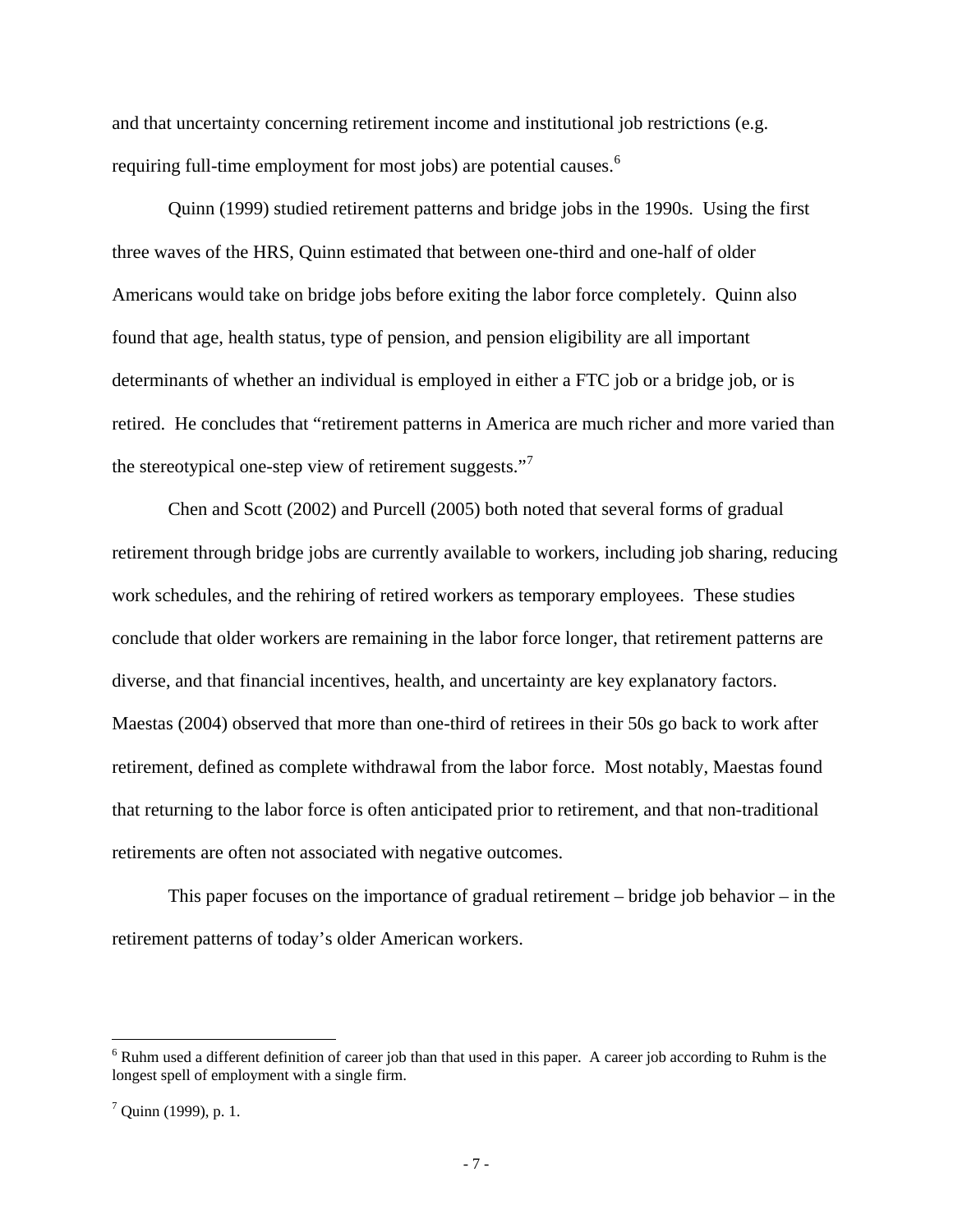and that uncertainty concerning retirement income and institutional job restrictions (e.g. requiring full-time employment for most jobs) are potential causes.[6]

Quinn (1999) studied retirement patterns and bridge jobs in the 1990s. Using the first three waves of the HRS, Quinn estimated that between one-third and one-half of older Americans would take on bridge jobs before exiting the labor force completely. Quinn also found that age, health status, type of pension, and pension eligibility are all important determinants of whether an individual is employed in either a FTC job or a bridge job, or is retired. He concludes that "retirement patterns in America are much richer and more varied than the stereotypical one-step view of retirement suggests."[7]

Chen and Scott (2002) and Purcell (2005) both noted that several forms of gradual retirement through bridge jobs are currently available to workers, including job sharing, reducing work schedules, and the rehiring of retired workers as temporary employees. These studies conclude that older workers are remaining in the labor force longer, that retirement patterns are diverse, and that financial incentives, health, and uncertainty are key explanatory factors. Maestas (2004) observed that more than one-third of retirees in their 50s go back to work after retirement, defined as complete withdrawal from the labor force. Most notably, Maestas found that returning to the labor force is often anticipated prior to retirement, and that non-traditional retirements are often not associated with negative outcomes.

This paper focuses on the importance of gradual retirement – bridge job behavior – in the retirement patterns of today's older American workers.

---

[6] Ruhm used a different definition of career job than that used in this paper. A career job according to Ruhm is the longest spell of employment with a single firm.

[7] Quinn (1999), p. 1.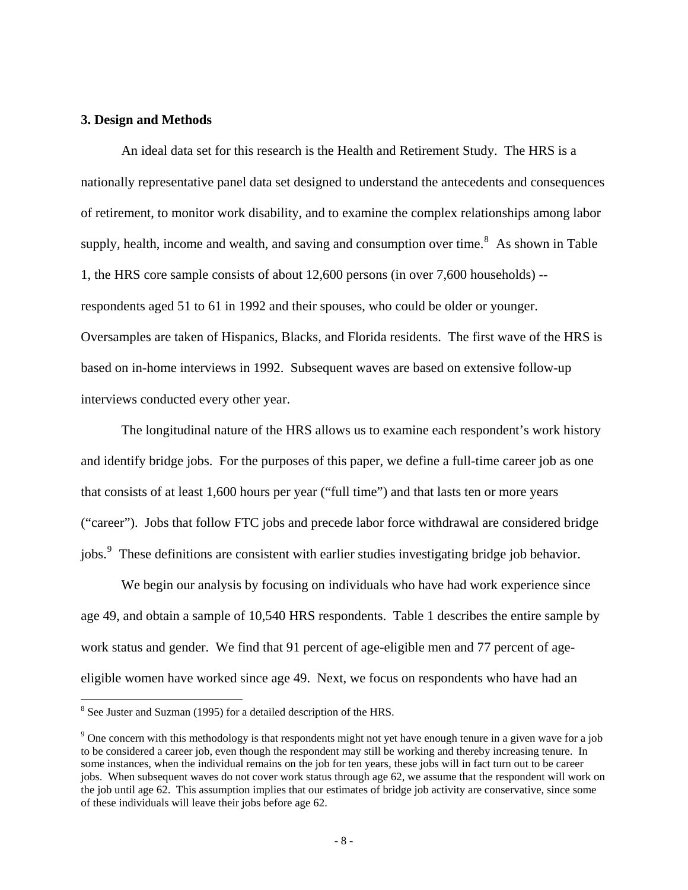### 3. Design and Methods

An ideal data set for this research is the Health and Retirement Study. The HRS is a nationally representative panel data set designed to understand the antecedents and consequences of retirement, to monitor work disability, and to examine the complex relationships among labor supply, health, income and wealth, and saving and consumption over time.[8] As shown in Table 1, the HRS core sample consists of about 12,600 persons (in over 7,600 households) -- respondents aged 51 to 61 in 1992 and their spouses, who could be older or younger. Oversamples are taken of Hispanics, Blacks, and Florida residents. The first wave of the HRS is based on in-home interviews in 1992. Subsequent waves are based on extensive follow-up interviews conducted every other year.

The longitudinal nature of the HRS allows us to examine each respondent's work history and identify bridge jobs. For the purposes of this paper, we define a full-time career job as one that consists of at least 1,600 hours per year ("full time") and that lasts ten or more years ("career"). Jobs that follow FTC jobs and precede labor force withdrawal are considered bridge jobs.[9] These definitions are consistent with earlier studies investigating bridge job behavior.

We begin our analysis by focusing on individuals who have had work experience since age 49, and obtain a sample of 10,540 HRS respondents. Table 1 describes the entire sample by work status and gender. We find that 91 percent of age-eligible men and 77 percent of age-eligible women have worked since age 49. Next, we focus on respondents who have had an

---

[8] See Juster and Suzman (1995) for a detailed description of the HRS.

[9] One concern with this methodology is that respondents might not yet have enough tenure in a given wave for a job to be considered a career job, even though the respondent may still be working and thereby increasing tenure. In some instances, when the individual remains on the job for ten years, these jobs will in fact turn out to be career jobs. When subsequent waves do not cover work status through age 62, we assume that the respondent will work on the job until age 62. This assumption implies that our estimates of bridge job activity are conservative, since some of these individuals will leave their jobs before age 62.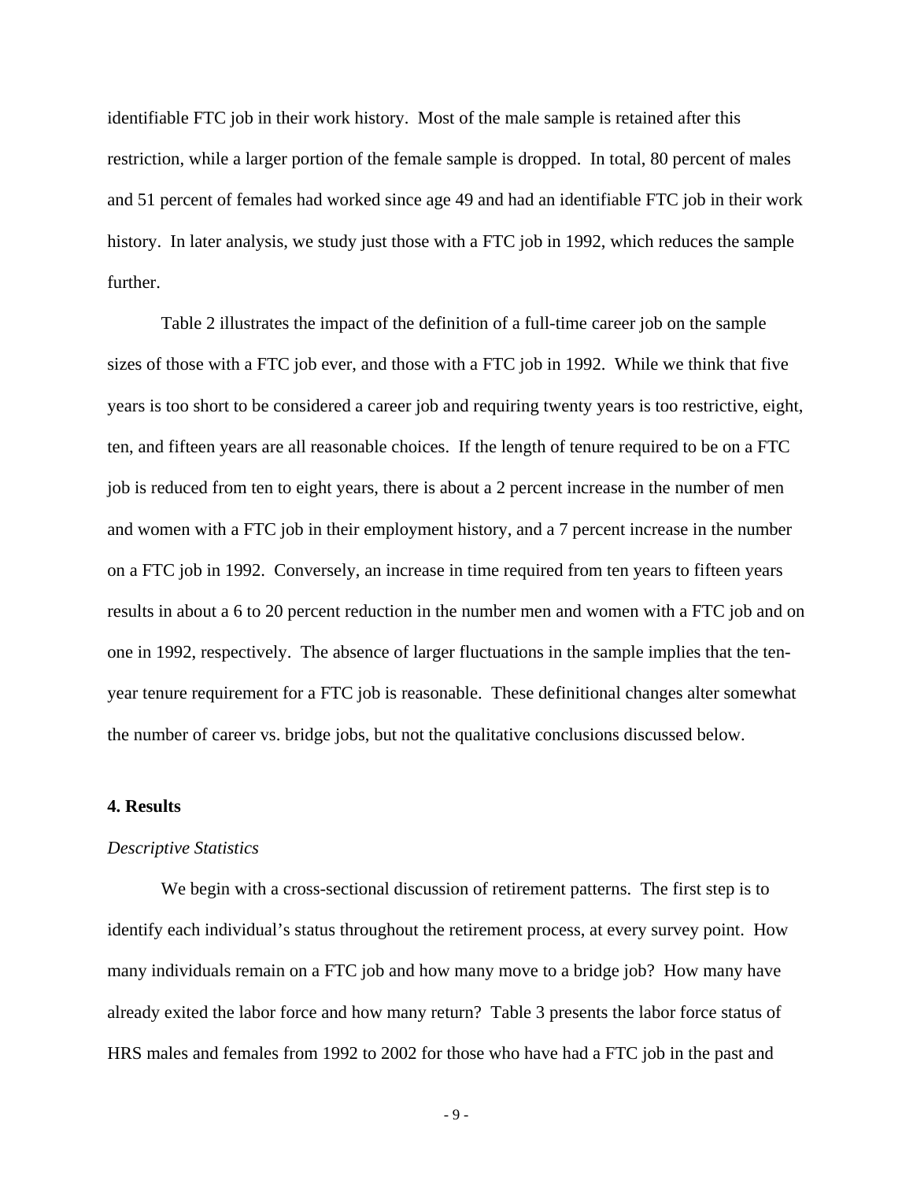identifiable FTC job in their work history. Most of the male sample is retained after this restriction, while a larger portion of the female sample is dropped. In total, 80 percent of males and 51 percent of females had worked since age 49 and had an identifiable FTC job in their work history. In later analysis, we study just those with a FTC job in 1992, which reduces the sample further.

Table 2 illustrates the impact of the definition of a full-time career job on the sample sizes of those with a FTC job ever, and those with a FTC job in 1992. While we think that five years is too short to be considered a career job and requiring twenty years is too restrictive, eight, ten, and fifteen years are all reasonable choices. If the length of tenure required to be on a FTC job is reduced from ten to eight years, there is about a 2 percent increase in the number of men and women with a FTC job in their employment history, and a 7 percent increase in the number on a FTC job in 1992. Conversely, an increase in time required from ten years to fifteen years results in about a 6 to 20 percent reduction in the number men and women with a FTC job and on one in 1992, respectively. The absence of larger fluctuations in the sample implies that the ten-year tenure requirement for a FTC job is reasonable. These definitional changes alter somewhat the number of career vs. bridge jobs, but not the qualitative conclusions discussed below.

## 4. Results

### *Descriptive Statistics*

We begin with a cross-sectional discussion of retirement patterns. The first step is to identify each individual's status throughout the retirement process, at every survey point. How many individuals remain on a FTC job and how many move to a bridge job? How many have already exited the labor force and how many return? Table 3 presents the labor force status of HRS males and females from 1992 to 2002 for those who have had a FTC job in the past and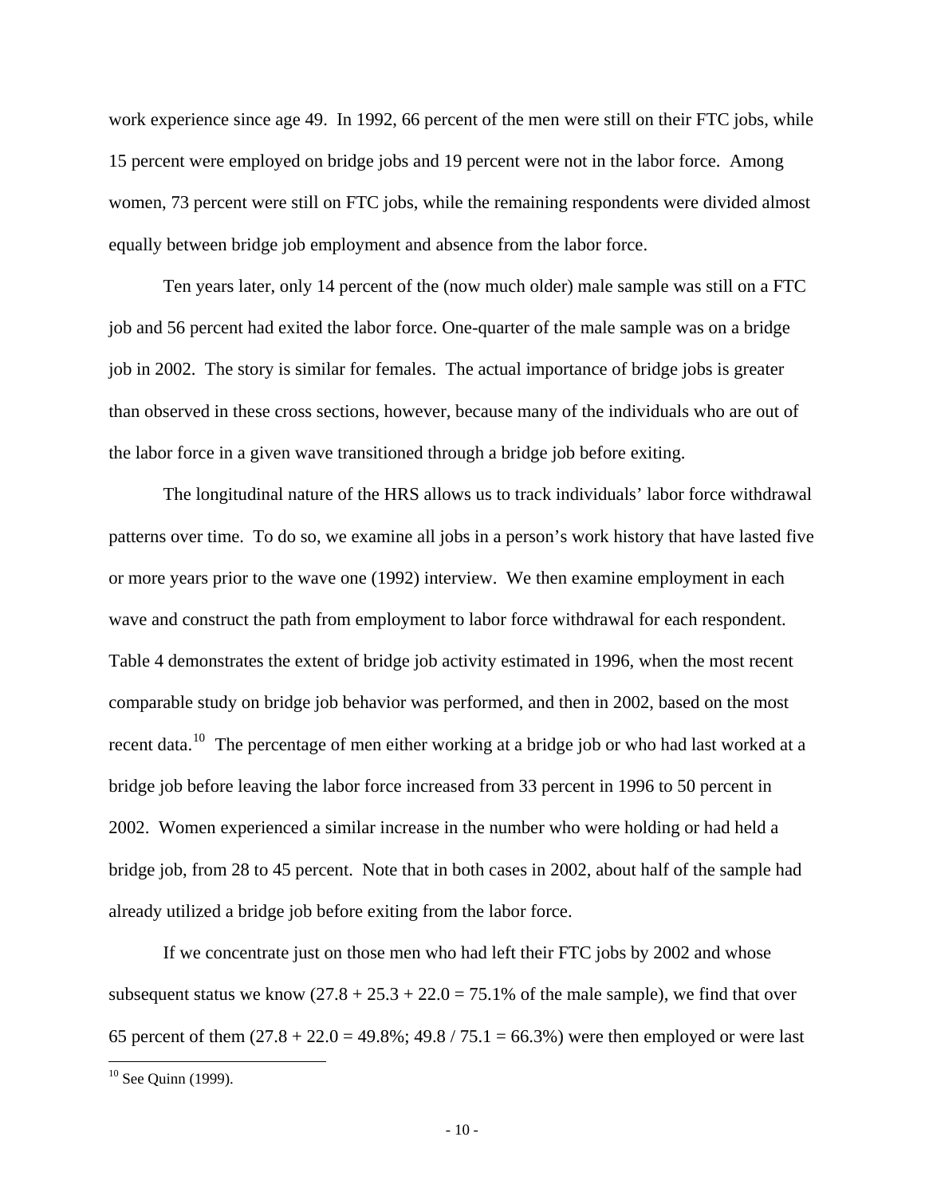work experience since age 49. In 1992, 66 percent of the men were still on their FTC jobs, while 15 percent were employed on bridge jobs and 19 percent were not in the labor force. Among women, 73 percent were still on FTC jobs, while the remaining respondents were divided almost equally between bridge job employment and absence from the labor force.

Ten years later, only 14 percent of the (now much older) male sample was still on a FTC job and 56 percent had exited the labor force. One-quarter of the male sample was on a bridge job in 2002. The story is similar for females. The actual importance of bridge jobs is greater than observed in these cross sections, however, because many of the individuals who are out of the labor force in a given wave transitioned through a bridge job before exiting.

The longitudinal nature of the HRS allows us to track individuals' labor force withdrawal patterns over time. To do so, we examine all jobs in a person's work history that have lasted five or more years prior to the wave one (1992) interview. We then examine employment in each wave and construct the path from employment to labor force withdrawal for each respondent. Table 4 demonstrates the extent of bridge job activity estimated in 1996, when the most recent comparable study on bridge job behavior was performed, and then in 2002, based on the most recent data.[10] The percentage of men either working at a bridge job or who had last worked at a bridge job before leaving the labor force increased from 33 percent in 1996 to 50 percent in 2002. Women experienced a similar increase in the number who were holding or had held a bridge job, from 28 to 45 percent. Note that in both cases in 2002, about half of the sample had already utilized a bridge job before exiting from the labor force.

If we concentrate just on those men who had left their FTC jobs by 2002 and whose subsequent status we know (27.8 + 25.3 + 22.0 = 75.1% of the male sample), we find that over 65 percent of them (27.8 + 22.0 = 49.8%; 49.8 / 75.1 = 66.3%) were then employed or were last

[10] See Quinn (1999).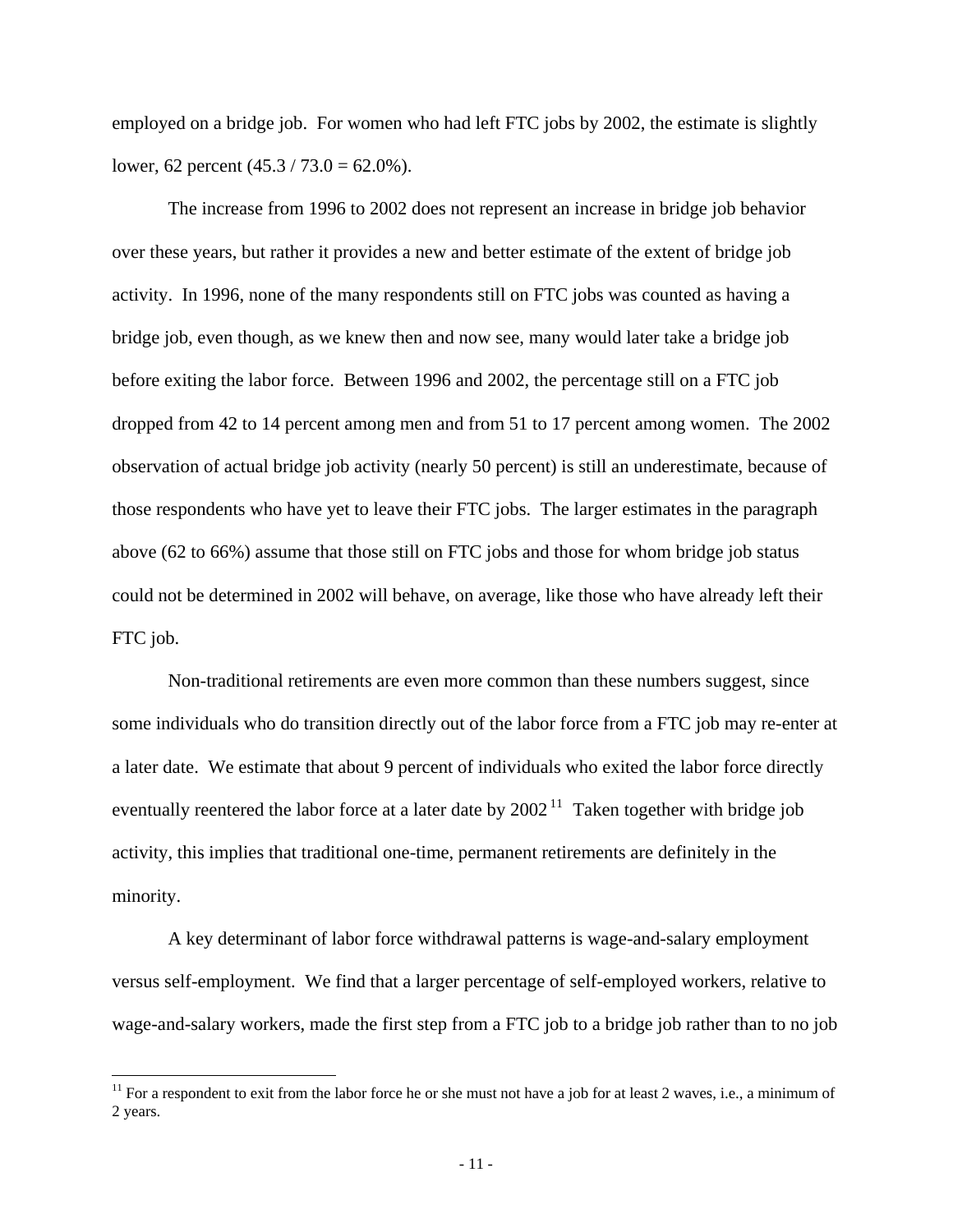employed on a bridge job. For women who had left FTC jobs by 2002, the estimate is slightly lower, 62 percent (45.3 / 73.0 = 62.0%).

The increase from 1996 to 2002 does not represent an increase in bridge job behavior over these years, but rather it provides a new and better estimate of the extent of bridge job activity. In 1996, none of the many respondents still on FTC jobs was counted as having a bridge job, even though, as we knew then and now see, many would later take a bridge job before exiting the labor force. Between 1996 and 2002, the percentage still on a FTC job dropped from 42 to 14 percent among men and from 51 to 17 percent among women. The 2002 observation of actual bridge job activity (nearly 50 percent) is still an underestimate, because of those respondents who have yet to leave their FTC jobs. The larger estimates in the paragraph above (62 to 66%) assume that those still on FTC jobs and those for whom bridge job status could not be determined in 2002 will behave, on average, like those who have already left their FTC job.

Non-traditional retirements are even more common than these numbers suggest, since some individuals who do transition directly out of the labor force from a FTC job may re-enter at a later date. We estimate that about 9 percent of individuals who exited the labor force directly eventually reentered the labor force at a later date by 2002[11] Taken together with bridge job activity, this implies that traditional one-time, permanent retirements are definitely in the minority.

A key determinant of labor force withdrawal patterns is wage-and-salary employment versus self-employment. We find that a larger percentage of self-employed workers, relative to wage-and-salary workers, made the first step from a FTC job to a bridge job rather than to no job

[11] For a respondent to exit from the labor force he or she must not have a job for at least 2 waves, i.e., a minimum of 2 years.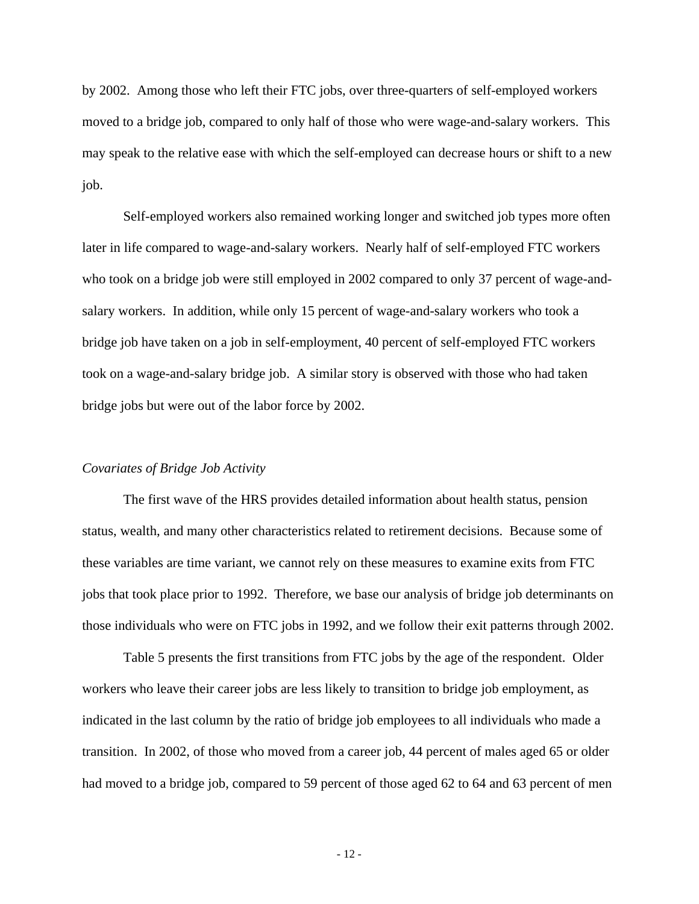by 2002. Among those who left their FTC jobs, over three-quarters of self-employed workers moved to a bridge job, compared to only half of those who were wage-and-salary workers. This may speak to the relative ease with which the self-employed can decrease hours or shift to a new job.

Self-employed workers also remained working longer and switched job types more often later in life compared to wage-and-salary workers. Nearly half of self-employed FTC workers who took on a bridge job were still employed in 2002 compared to only 37 percent of wage-and-salary workers. In addition, while only 15 percent of wage-and-salary workers who took a bridge job have taken on a job in self-employment, 40 percent of self-employed FTC workers took on a wage-and-salary bridge job. A similar story is observed with those who had taken bridge jobs but were out of the labor force by 2002.

*Covariates of Bridge Job Activity*

The first wave of the HRS provides detailed information about health status, pension status, wealth, and many other characteristics related to retirement decisions. Because some of these variables are time variant, we cannot rely on these measures to examine exits from FTC jobs that took place prior to 1992. Therefore, we base our analysis of bridge job determinants on those individuals who were on FTC jobs in 1992, and we follow their exit patterns through 2002.

Table 5 presents the first transitions from FTC jobs by the age of the respondent. Older workers who leave their career jobs are less likely to transition to bridge job employment, as indicated in the last column by the ratio of bridge job employees to all individuals who made a transition. In 2002, of those who moved from a career job, 44 percent of males aged 65 or older had moved to a bridge job, compared to 59 percent of those aged 62 to 64 and 63 percent of men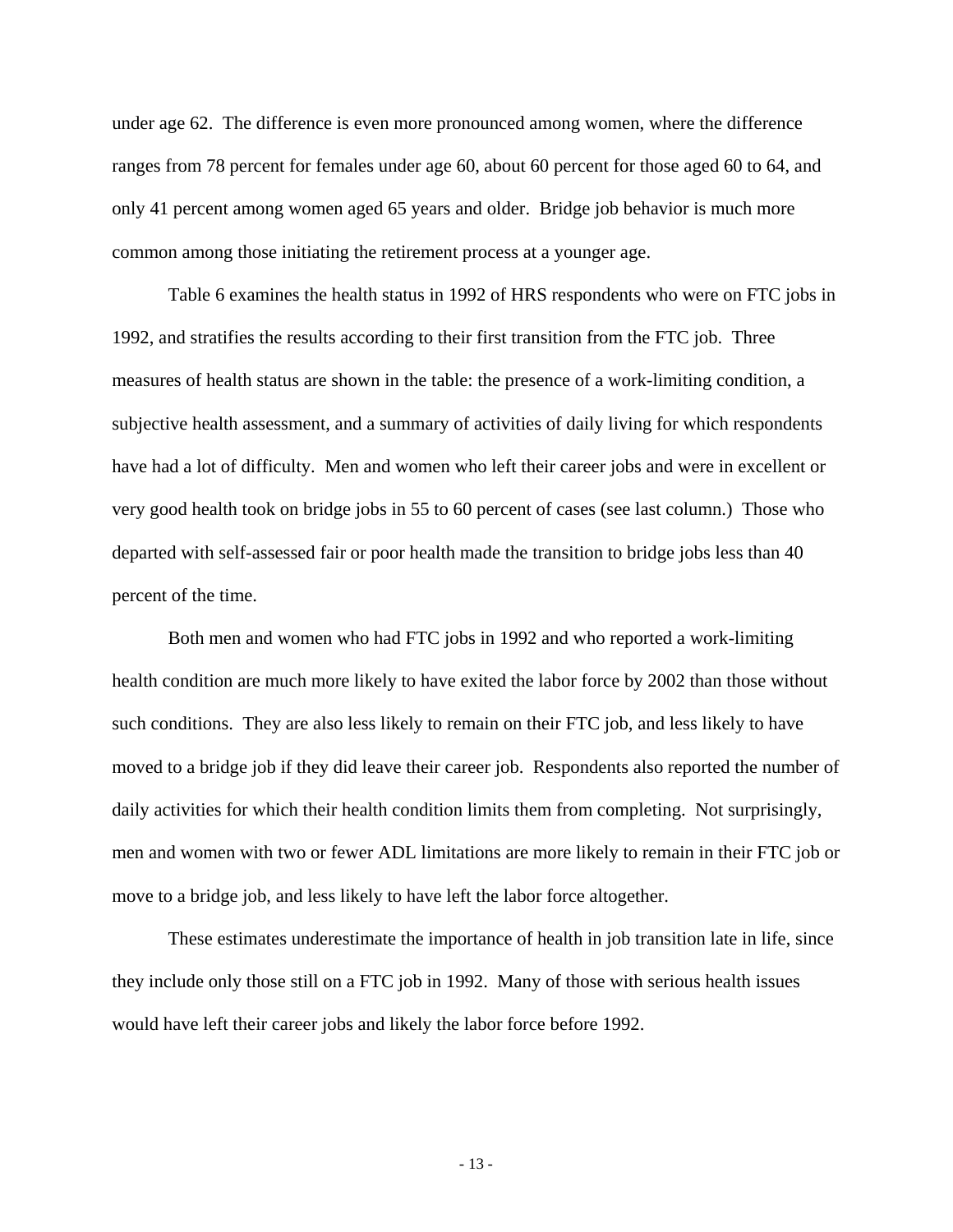under age 62. The difference is even more pronounced among women, where the difference ranges from 78 percent for females under age 60, about 60 percent for those aged 60 to 64, and only 41 percent among women aged 65 years and older. Bridge job behavior is much more common among those initiating the retirement process at a younger age.

Table 6 examines the health status in 1992 of HRS respondents who were on FTC jobs in 1992, and stratifies the results according to their first transition from the FTC job. Three measures of health status are shown in the table: the presence of a work-limiting condition, a subjective health assessment, and a summary of activities of daily living for which respondents have had a lot of difficulty. Men and women who left their career jobs and were in excellent or very good health took on bridge jobs in 55 to 60 percent of cases (see last column.) Those who departed with self-assessed fair or poor health made the transition to bridge jobs less than 40 percent of the time.

Both men and women who had FTC jobs in 1992 and who reported a work-limiting health condition are much more likely to have exited the labor force by 2002 than those without such conditions. They are also less likely to remain on their FTC job, and less likely to have moved to a bridge job if they did leave their career job. Respondents also reported the number of daily activities for which their health condition limits them from completing. Not surprisingly, men and women with two or fewer ADL limitations are more likely to remain in their FTC job or move to a bridge job, and less likely to have left the labor force altogether.

These estimates underestimate the importance of health in job transition late in life, since they include only those still on a FTC job in 1992. Many of those with serious health issues would have left their career jobs and likely the labor force before 1992.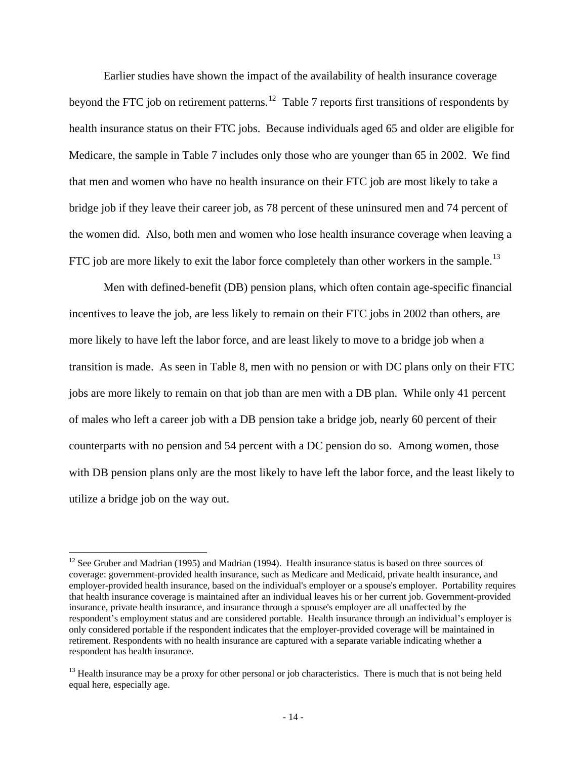Earlier studies have shown the impact of the availability of health insurance coverage beyond the FTC job on retirement patterns.[12] Table 7 reports first transitions of respondents by health insurance status on their FTC jobs. Because individuals aged 65 and older are eligible for Medicare, the sample in Table 7 includes only those who are younger than 65 in 2002. We find that men and women who have no health insurance on their FTC job are most likely to take a bridge job if they leave their career job, as 78 percent of these uninsured men and 74 percent of the women did. Also, both men and women who lose health insurance coverage when leaving a FTC job are more likely to exit the labor force completely than other workers in the sample.[13]

Men with defined-benefit (DB) pension plans, which often contain age-specific financial incentives to leave the job, are less likely to remain on their FTC jobs in 2002 than others, are more likely to have left the labor force, and are least likely to move to a bridge job when a transition is made. As seen in Table 8, men with no pension or with DC plans only on their FTC jobs are more likely to remain on that job than are men with a DB plan. While only 41 percent of males who left a career job with a DB pension take a bridge job, nearly 60 percent of their counterparts with no pension and 54 percent with a DC pension do so. Among women, those with DB pension plans only are the most likely to have left the labor force, and the least likely to utilize a bridge job on the way out.

---

[12] See Gruber and Madrian (1995) and Madrian (1994). Health insurance status is based on three sources of coverage: government-provided health insurance, such as Medicare and Medicaid, private health insurance, and employer-provided health insurance, based on the individual's employer or a spouse's employer. Portability requires that health insurance coverage is maintained after an individual leaves his or her current job. Government-provided insurance, private health insurance, and insurance through a spouse's employer are all unaffected by the respondent's employment status and are considered portable. Health insurance through an individual's employer is only considered portable if the respondent indicates that the employer-provided coverage will be maintained in retirement. Respondents with no health insurance are captured with a separate variable indicating whether a respondent has health insurance.

[13] Health insurance may be a proxy for other personal or job characteristics. There is much that is not being held equal here, especially age.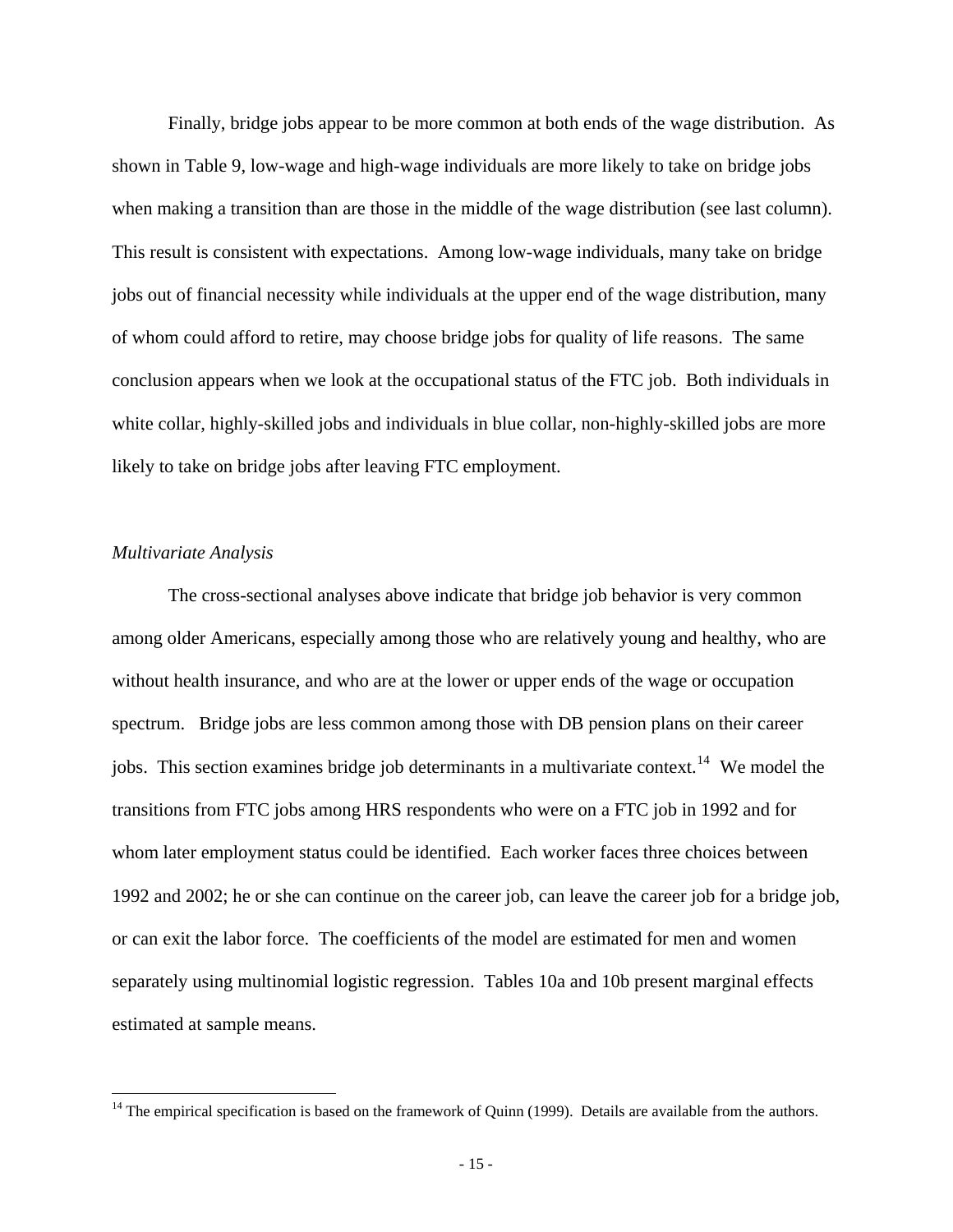Finally, bridge jobs appear to be more common at both ends of the wage distribution. As shown in Table 9, low-wage and high-wage individuals are more likely to take on bridge jobs when making a transition than are those in the middle of the wage distribution (see last column). This result is consistent with expectations. Among low-wage individuals, many take on bridge jobs out of financial necessity while individuals at the upper end of the wage distribution, many of whom could afford to retire, may choose bridge jobs for quality of life reasons. The same conclusion appears when we look at the occupational status of the FTC job. Both individuals in white collar, highly-skilled jobs and individuals in blue collar, non-highly-skilled jobs are more likely to take on bridge jobs after leaving FTC employment.

*Multivariate Analysis*

The cross-sectional analyses above indicate that bridge job behavior is very common among older Americans, especially among those who are relatively young and healthy, who are without health insurance, and who are at the lower or upper ends of the wage or occupation spectrum. Bridge jobs are less common among those with DB pension plans on their career jobs. This section examines bridge job determinants in a multivariate context.[14] We model the transitions from FTC jobs among HRS respondents who were on a FTC job in 1992 and for whom later employment status could be identified. Each worker faces three choices between 1992 and 2002; he or she can continue on the career job, can leave the career job for a bridge job, or can exit the labor force. The coefficients of the model are estimated for men and women separately using multinomial logistic regression. Tables 10a and 10b present marginal effects estimated at sample means.

[14] The empirical specification is based on the framework of Quinn (1999). Details are available from the authors.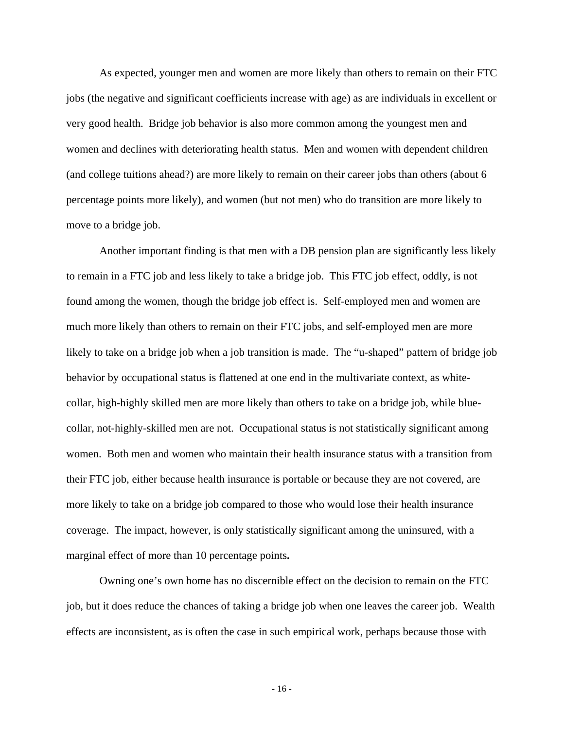As expected, younger men and women are more likely than others to remain on their FTC jobs (the negative and significant coefficients increase with age) as are individuals in excellent or very good health. Bridge job behavior is also more common among the youngest men and women and declines with deteriorating health status. Men and women with dependent children (and college tuitions ahead?) are more likely to remain on their career jobs than others (about 6 percentage points more likely), and women (but not men) who do transition are more likely to move to a bridge job.

Another important finding is that men with a DB pension plan are significantly less likely to remain in a FTC job and less likely to take a bridge job. This FTC job effect, oddly, is not found among the women, though the bridge job effect is. Self-employed men and women are much more likely than others to remain on their FTC jobs, and self-employed men are more likely to take on a bridge job when a job transition is made. The "u-shaped" pattern of bridge job behavior by occupational status is flattened at one end in the multivariate context, as white-collar, high-highly skilled men are more likely than others to take on a bridge job, while blue-collar, not-highly-skilled men are not. Occupational status is not statistically significant among women. Both men and women who maintain their health insurance status with a transition from their FTC job, either because health insurance is portable or because they are not covered, are more likely to take on a bridge job compared to those who would lose their health insurance coverage. The impact, however, is only statistically significant among the uninsured, with a marginal effect of more than 10 percentage points**.**

Owning one's own home has no discernible effect on the decision to remain on the FTC job, but it does reduce the chances of taking a bridge job when one leaves the career job. Wealth effects are inconsistent, as is often the case in such empirical work, perhaps because those with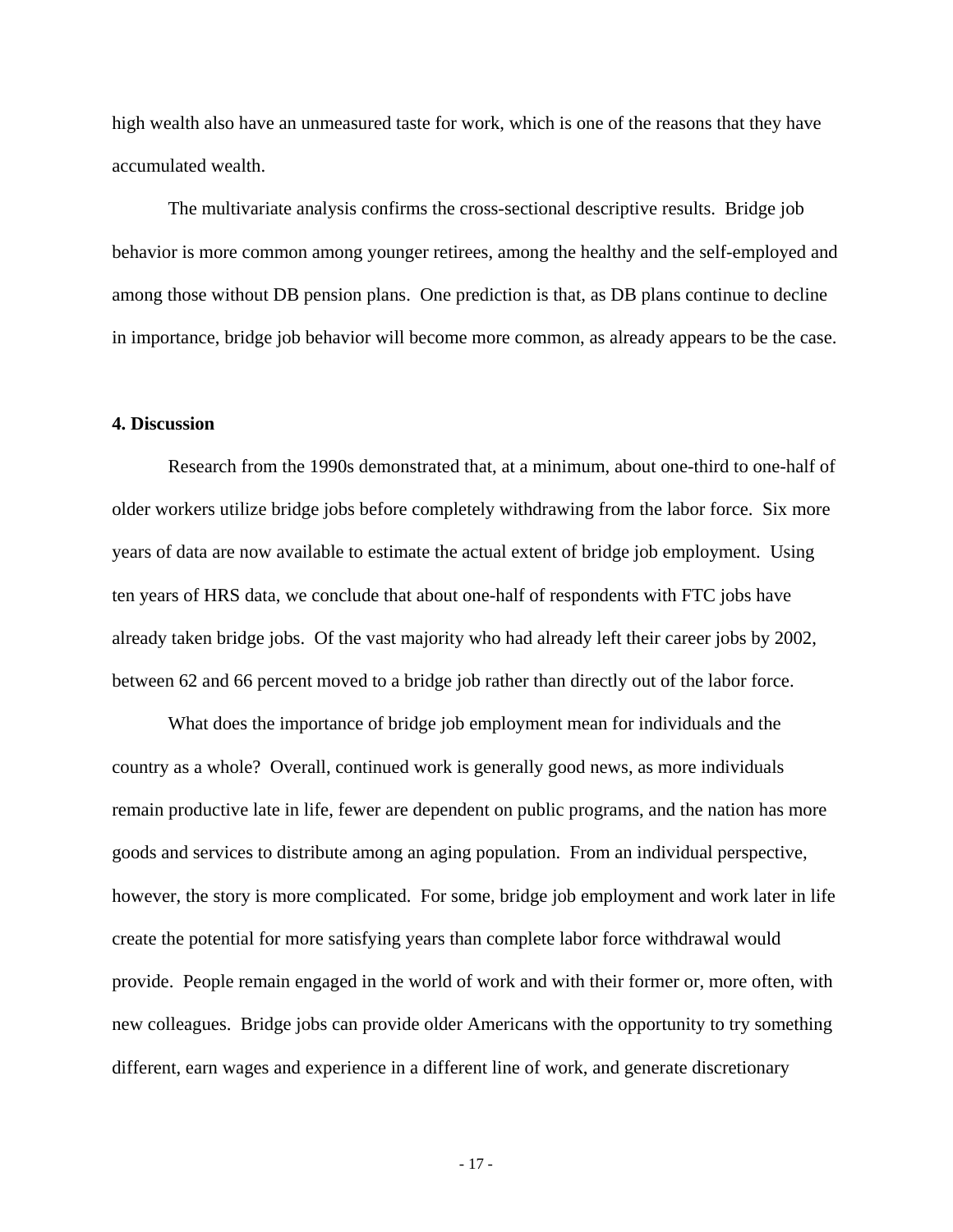high wealth also have an unmeasured taste for work, which is one of the reasons that they have accumulated wealth.

The multivariate analysis confirms the cross-sectional descriptive results. Bridge job behavior is more common among younger retirees, among the healthy and the self-employed and among those without DB pension plans. One prediction is that, as DB plans continue to decline in importance, bridge job behavior will become more common, as already appears to be the case.

## 4. Discussion

Research from the 1990s demonstrated that, at a minimum, about one-third to one-half of older workers utilize bridge jobs before completely withdrawing from the labor force. Six more years of data are now available to estimate the actual extent of bridge job employment. Using ten years of HRS data, we conclude that about one-half of respondents with FTC jobs have already taken bridge jobs. Of the vast majority who had already left their career jobs by 2002, between 62 and 66 percent moved to a bridge job rather than directly out of the labor force.

What does the importance of bridge job employment mean for individuals and the country as a whole? Overall, continued work is generally good news, as more individuals remain productive late in life, fewer are dependent on public programs, and the nation has more goods and services to distribute among an aging population. From an individual perspective, however, the story is more complicated. For some, bridge job employment and work later in life create the potential for more satisfying years than complete labor force withdrawal would provide. People remain engaged in the world of work and with their former or, more often, with new colleagues. Bridge jobs can provide older Americans with the opportunity to try something different, earn wages and experience in a different line of work, and generate discretionary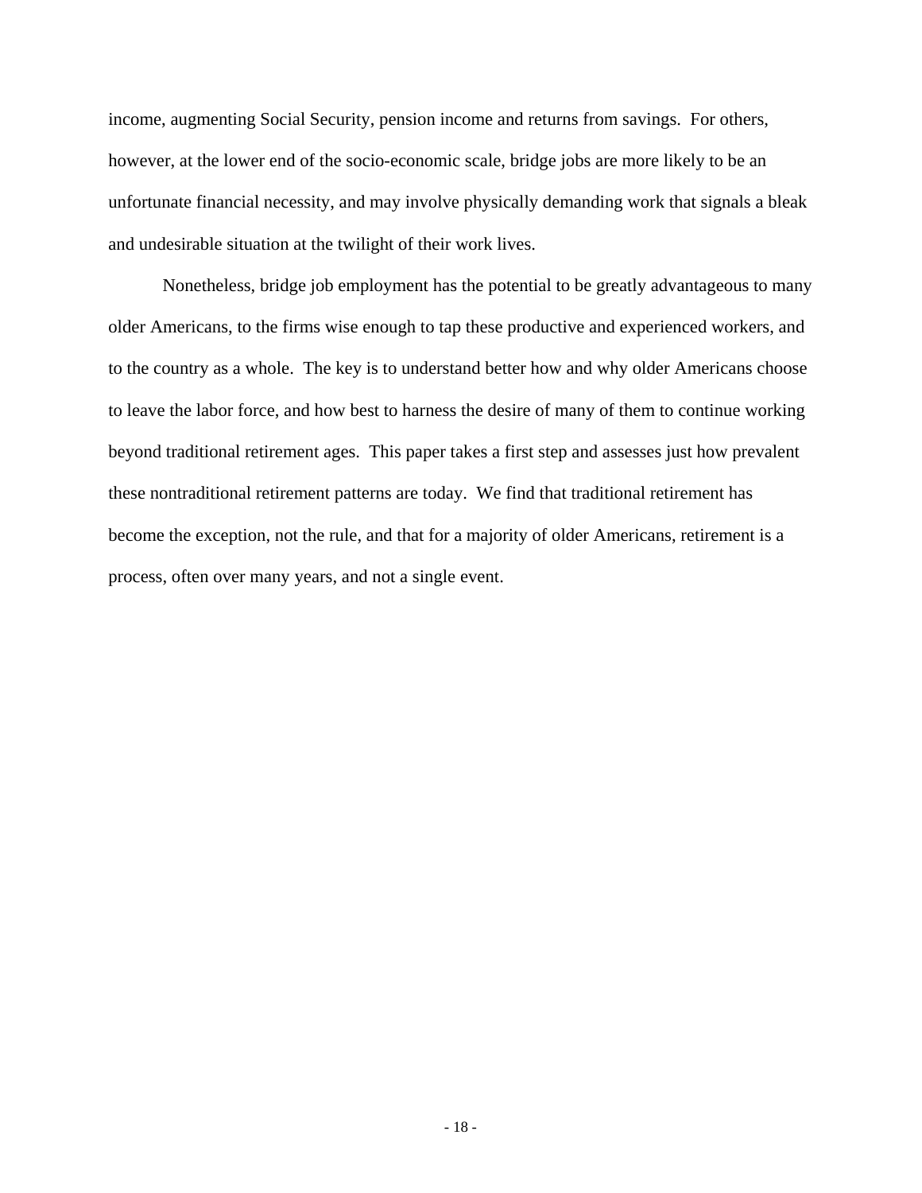income, augmenting Social Security, pension income and returns from savings. For others, however, at the lower end of the socio-economic scale, bridge jobs are more likely to be an unfortunate financial necessity, and may involve physically demanding work that signals a bleak and undesirable situation at the twilight of their work lives.

Nonetheless, bridge job employment has the potential to be greatly advantageous to many older Americans, to the firms wise enough to tap these productive and experienced workers, and to the country as a whole. The key is to understand better how and why older Americans choose to leave the labor force, and how best to harness the desire of many of them to continue working beyond traditional retirement ages. This paper takes a first step and assesses just how prevalent these nontraditional retirement patterns are today. We find that traditional retirement has become the exception, not the rule, and that for a majority of older Americans, retirement is a process, often over many years, and not a single event.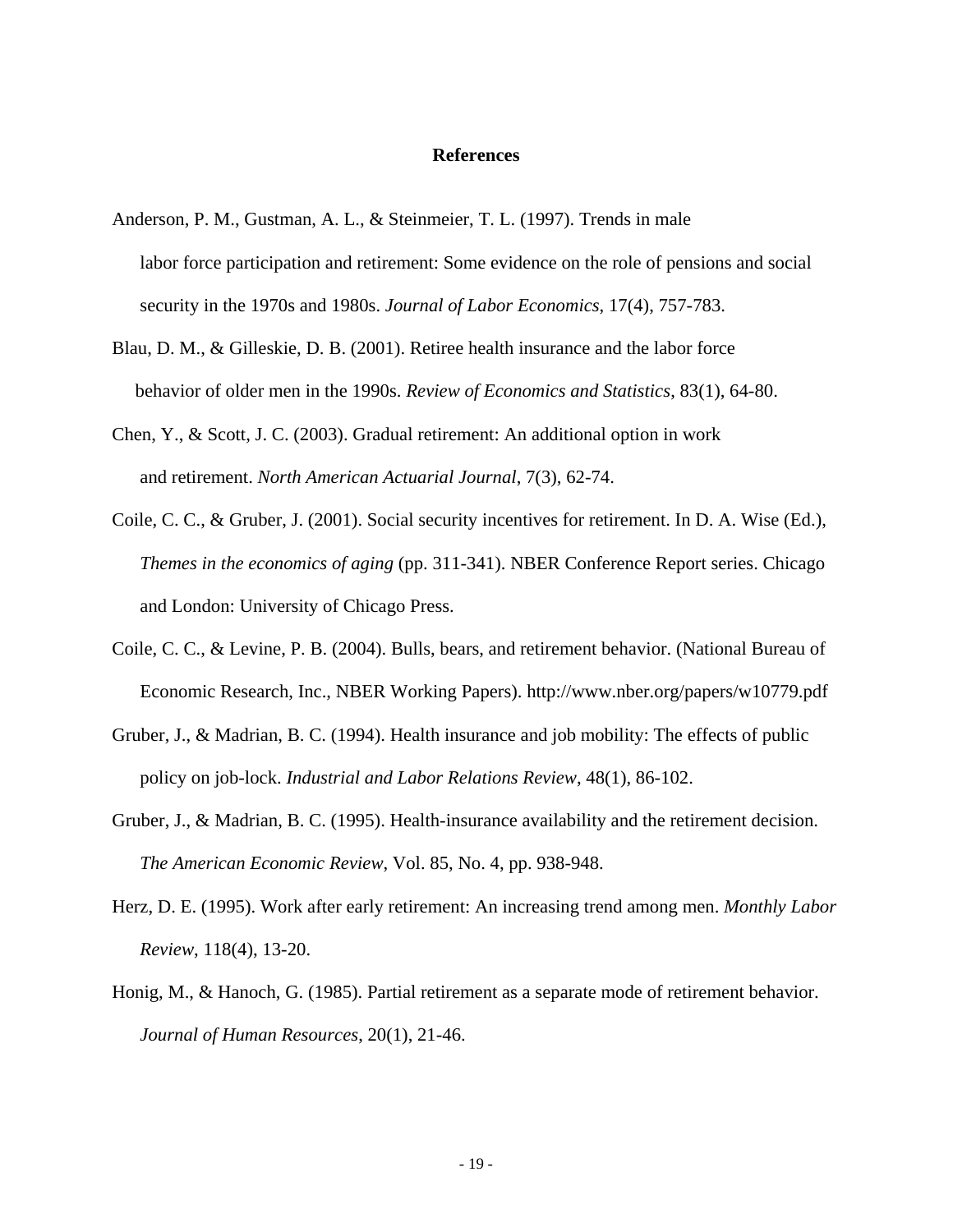## References

Anderson, P. M., Gustman, A. L., & Steinmeier, T. L. (1997). Trends in male labor force participation and retirement: Some evidence on the role of pensions and social security in the 1970s and 1980s. *Journal of Labor Economics*, 17(4), 757-783.

Blau, D. M., & Gilleskie, D. B. (2001). Retiree health insurance and the labor force behavior of older men in the 1990s. *Review of Economics and Statistics*, 83(1), 64-80.

Chen, Y., & Scott, J. C. (2003). Gradual retirement: An additional option in work and retirement. *North American Actuarial Journal*, 7(3), 62-74.

Coile, C. C., & Gruber, J. (2001). Social security incentives for retirement. In D. A. Wise (Ed.), *Themes in the economics of aging* (pp. 311-341). NBER Conference Report series. Chicago and London: University of Chicago Press.

Coile, C. C., & Levine, P. B. (2004). Bulls, bears, and retirement behavior. (National Bureau of Economic Research, Inc., NBER Working Papers). http://www.nber.org/papers/w10779.pdf

Gruber, J., & Madrian, B. C. (1994). Health insurance and job mobility: The effects of public policy on job-lock. *Industrial and Labor Relations Review*, 48(1), 86-102.

Gruber, J., & Madrian, B. C. (1995). Health-insurance availability and the retirement decision. *The American Economic Review*, Vol. 85, No. 4, pp. 938-948.

Herz, D. E. (1995). Work after early retirement: An increasing trend among men. *Monthly Labor Review*, 118(4), 13-20.

Honig, M., & Hanoch, G. (1985). Partial retirement as a separate mode of retirement behavior. *Journal of Human Resources*, 20(1), 21-46.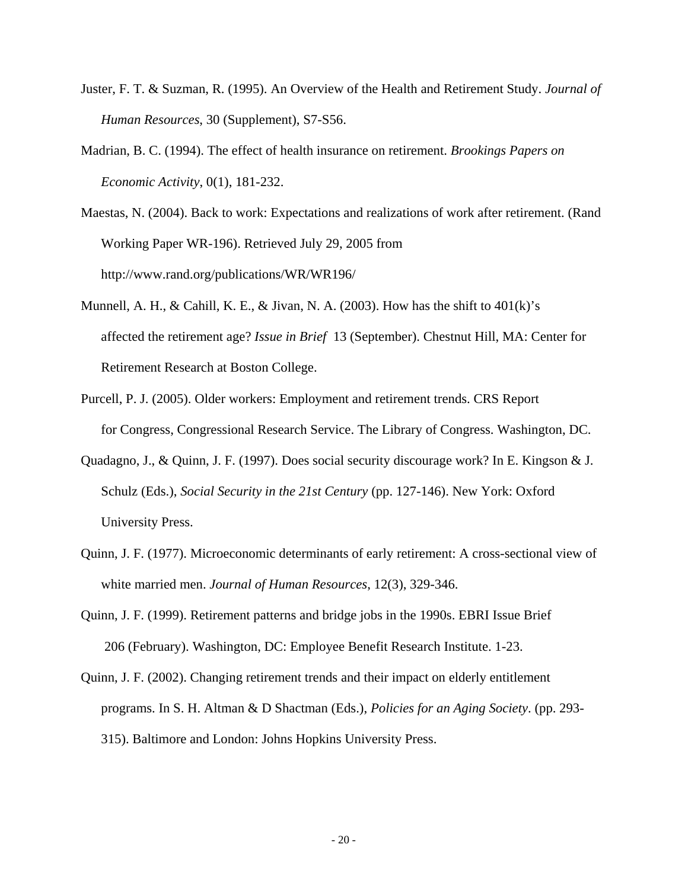Juster, F. T. & Suzman, R. (1995). An Overview of the Health and Retirement Study. *Journal of Human Resources*, 30 (Supplement), S7-S56.

Madrian, B. C. (1994). The effect of health insurance on retirement. *Brookings Papers on Economic Activity*, 0(1), 181-232.

Maestas, N. (2004). Back to work: Expectations and realizations of work after retirement. (Rand Working Paper WR-196). Retrieved July 29, 2005 from http://www.rand.org/publications/WR/WR196/

Munnell, A. H., & Cahill, K. E., & Jivan, N. A. (2003). How has the shift to 401(k)'s affected the retirement age? *Issue in Brief* 13 (September). Chestnut Hill, MA: Center for Retirement Research at Boston College.

Purcell, P. J. (2005). Older workers: Employment and retirement trends. CRS Report for Congress, Congressional Research Service. The Library of Congress. Washington, DC.

Quadagno, J., & Quinn, J. F. (1997). Does social security discourage work? In E. Kingson & J. Schulz (Eds.), *Social Security in the 21st Century* (pp. 127-146). New York: Oxford University Press.

Quinn, J. F. (1977). Microeconomic determinants of early retirement: A cross-sectional view of white married men. *Journal of Human Resources*, 12(3), 329-346.

Quinn, J. F. (1999). Retirement patterns and bridge jobs in the 1990s. EBRI Issue Brief 206 (February). Washington, DC: Employee Benefit Research Institute. 1-23.

Quinn, J. F. (2002). Changing retirement trends and their impact on elderly entitlement programs. In S. H. Altman & D Shactman (Eds.), *Policies for an Aging Society*. (pp. 293-315). Baltimore and London: Johns Hopkins University Press.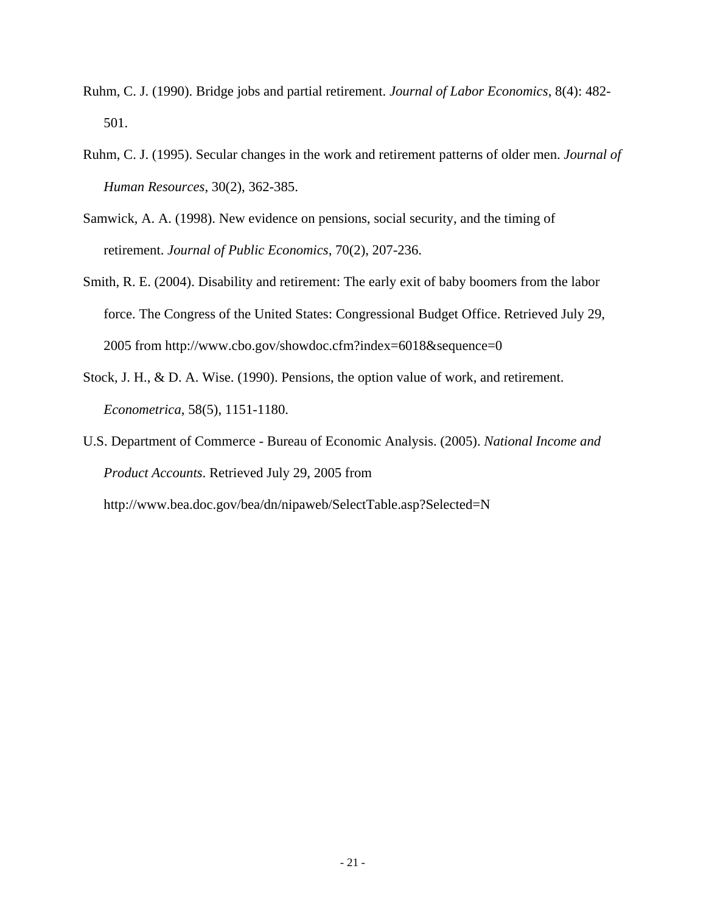Ruhm, C. J. (1990). Bridge jobs and partial retirement. *Journal of Labor Economics*, 8(4): 482-501.

Ruhm, C. J. (1995). Secular changes in the work and retirement patterns of older men. *Journal of Human Resources*, 30(2), 362-385.

Samwick, A. A. (1998). New evidence on pensions, social security, and the timing of retirement. *Journal of Public Economics*, 70(2), 207-236.

Smith, R. E. (2004). Disability and retirement: The early exit of baby boomers from the labor force. The Congress of the United States: Congressional Budget Office. Retrieved July 29, 2005 from http://www.cbo.gov/showdoc.cfm?index=6018&sequence=0

Stock, J. H., & D. A. Wise. (1990). Pensions, the option value of work, and retirement. *Econometrica*, 58(5), 1151-1180.

U.S. Department of Commerce - Bureau of Economic Analysis. (2005). *National Income and Product Accounts*. Retrieved July 29, 2005 from http://www.bea.doc.gov/bea/dn/nipaweb/SelectTable.asp?Selected=N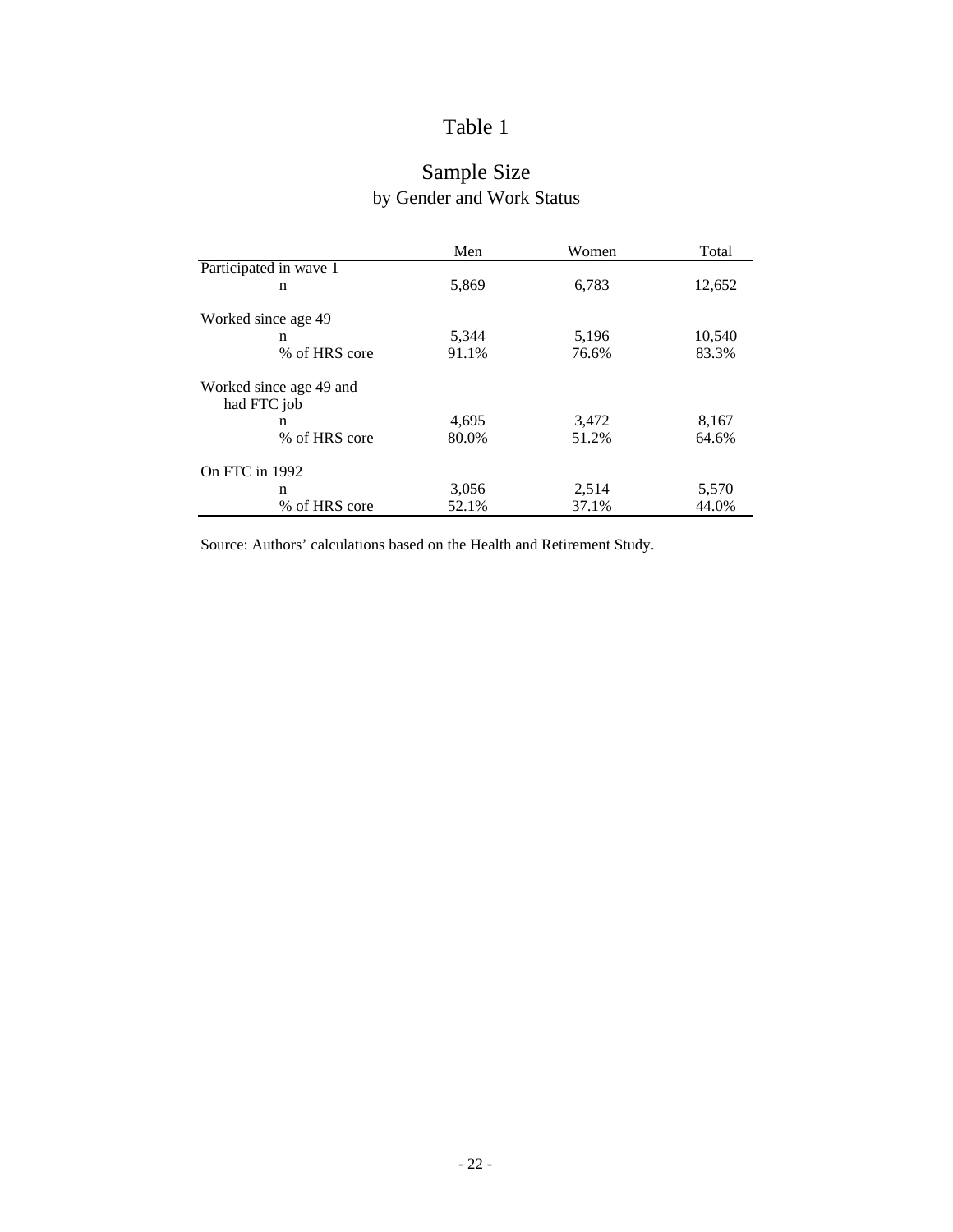# Table 1

## Sample Size
by Gender and Work Status

| | Men | Women | Total |
|---|---|---|---|
| Participated in wave 1 | | | |
| n | 5,869 | 6,783 | 12,652 |
| Worked since age 49 | | | |
| n | 5,344 | 5,196 | 10,540 |
| % of HRS core | 91.1% | 76.6% | 83.3% |
| Worked since age 49 and had FTC job | | | |
| n | 4,695 | 3,472 | 8,167 |
| % of HRS core | 80.0% | 51.2% | 64.6% |
| On FTC in 1992 | | | |
| n | 3,056 | 2,514 | 5,570 |
| % of HRS core | 52.1% | 37.1% | 44.0% |

Source: Authors' calculations based on the Health and Retirement Study.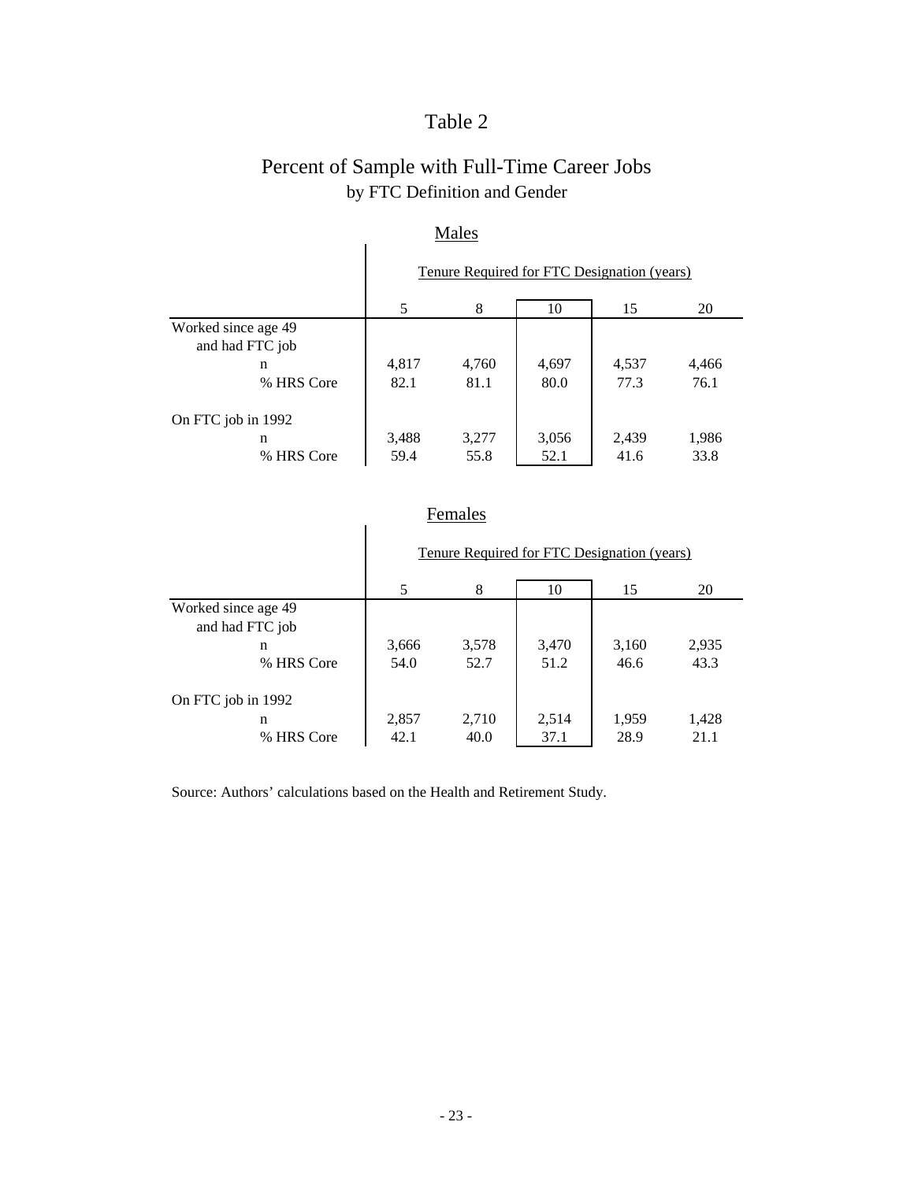# Table 2

## Percent of Sample with Full-Time Career Jobs
### by FTC Definition and Gender

Males

| | Tenure Required for FTC Designation (years) | | | | |
|---|---|---|---|---|---|
| | 5 | 8 | 10 | 15 | 20 |
| Worked since age 49 and had FTC job | | | | | |
| n | 4,817 | 4,760 | 4,697 | 4,537 | 4,466 |
| % HRS Core | 82.1 | 81.1 | 80.0 | 77.3 | 76.1 |
| On FTC job in 1992 | | | | | |
| n | 3,488 | 3,277 | 3,056 | 2,439 | 1,986 |
| % HRS Core | 59.4 | 55.8 | 52.1 | 41.6 | 33.8 |

Females

| | Tenure Required for FTC Designation (years) | | | | |
|---|---|---|---|---|---|
| | 5 | 8 | 10 | 15 | 20 |
| Worked since age 49 and had FTC job | | | | | |
| n | 3,666 | 3,578 | 3,470 | 3,160 | 2,935 |
| % HRS Core | 54.0 | 52.7 | 51.2 | 46.6 | 43.3 |
| On FTC job in 1992 | | | | | |
| n | 2,857 | 2,710 | 2,514 | 1,959 | 1,428 |
| % HRS Core | 42.1 | 40.0 | 37.1 | 28.9 | 21.1 |

Source: Authors' calculations based on the Health and Retirement Study.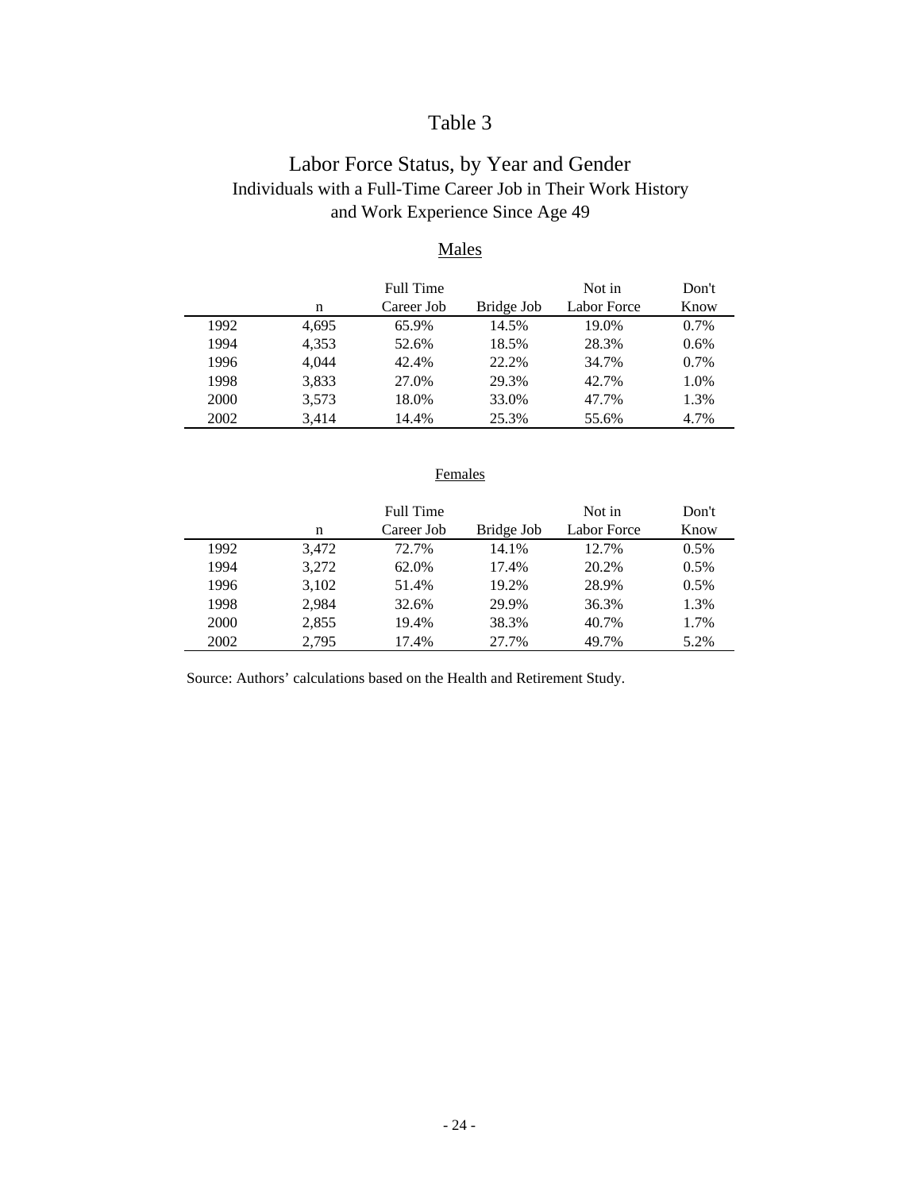# Table 3

## Labor Force Status, by Year and Gender

### Individuals with a Full-Time Career Job in Their Work History and Work Experience Since Age 49

Males

| | n | Full Time Career Job | Bridge Job | Not in Labor Force | Don't Know |
|---|---|---|---|---|---|
| 1992 | 4,695 | 65.9% | 14.5% | 19.0% | 0.7% |
| 1994 | 4,353 | 52.6% | 18.5% | 28.3% | 0.6% |
| 1996 | 4,044 | 42.4% | 22.2% | 34.7% | 0.7% |
| 1998 | 3,833 | 27.0% | 29.3% | 42.7% | 1.0% |
| 2000 | 3,573 | 18.0% | 33.0% | 47.7% | 1.3% |
| 2002 | 3,414 | 14.4% | 25.3% | 55.6% | 4.7% |

Females

| | n | Full Time Career Job | Bridge Job | Not in Labor Force | Don't Know |
|---|---|---|---|---|---|
| 1992 | 3,472 | 72.7% | 14.1% | 12.7% | 0.5% |
| 1994 | 3,272 | 62.0% | 17.4% | 20.2% | 0.5% |
| 1996 | 3,102 | 51.4% | 19.2% | 28.9% | 0.5% |
| 1998 | 2,984 | 32.6% | 29.9% | 36.3% | 1.3% |
| 2000 | 2,855 | 19.4% | 38.3% | 40.7% | 1.7% |
| 2002 | 2,795 | 17.4% | 27.7% | 49.7% | 5.2% |

Source: Authors' calculations based on the Health and Retirement Study.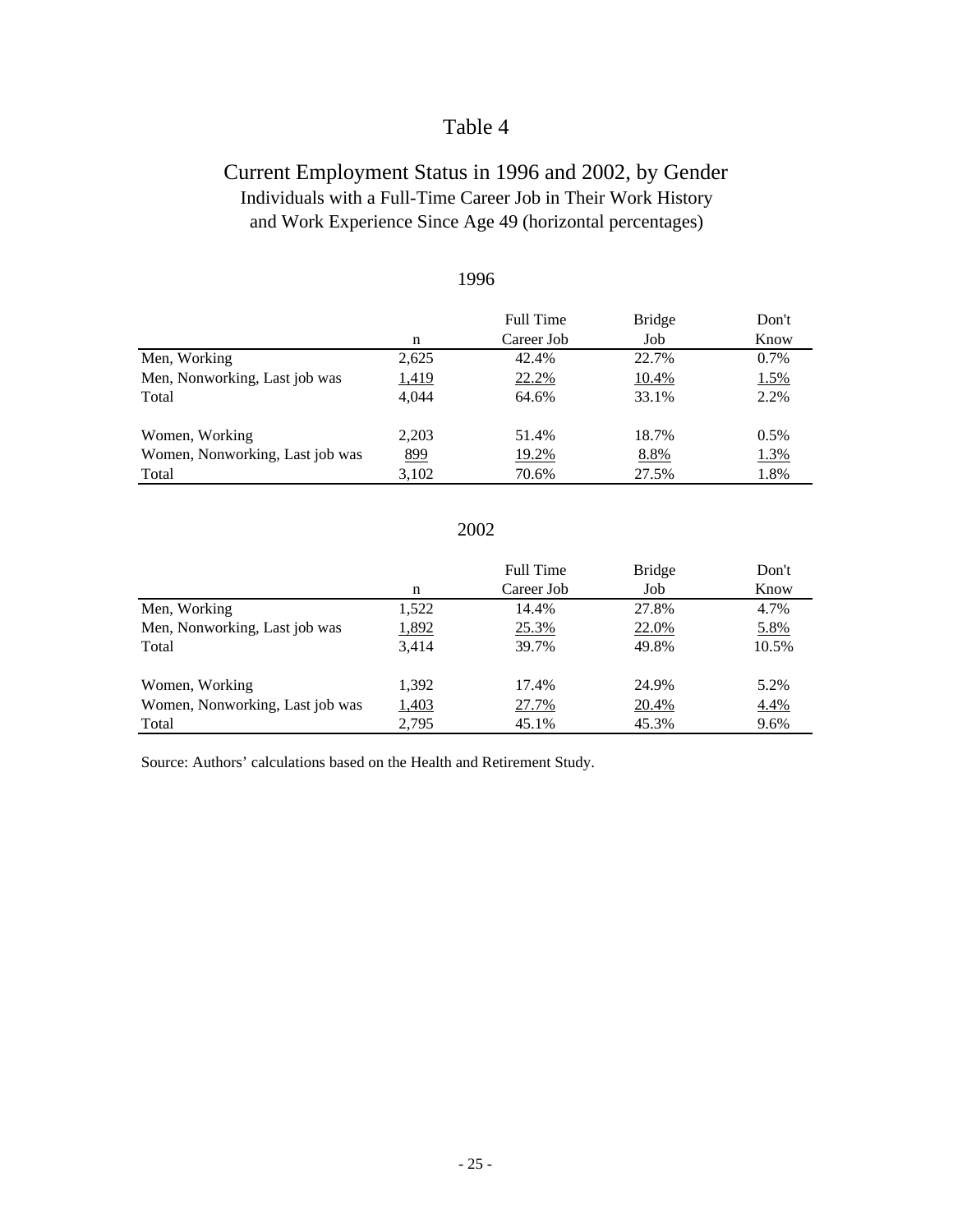# Table 4

## Current Employment Status in 1996 and 2002, by Gender

Individuals with a Full-Time Career Job in Their Work History
and Work Experience Since Age 49 (horizontal percentages)

### 1996

| | n | Full Time Career Job | Bridge Job | Don't Know |
|---|---|---|---|---|
| Men, Working | 2,625 | 42.4% | 22.7% | 0.7% |
| Men, Nonworking, Last job was | 1,419 | 22.2% | 10.4% | 1.5% |
| Total | 4,044 | 64.6% | 33.1% | 2.2% |
| | | | | |
| Women, Working | 2,203 | 51.4% | 18.7% | 0.5% |
| Women, Nonworking, Last job was | 899 | 19.2% | 8.8% | 1.3% |
| Total | 3,102 | 70.6% | 27.5% | 1.8% |

### 2002

| | n | Full Time Career Job | Bridge Job | Don't Know |
|---|---|---|---|---|
| Men, Working | 1,522 | 14.4% | 27.8% | 4.7% |
| Men, Nonworking, Last job was | 1,892 | 25.3% | 22.0% | 5.8% |
| Total | 3,414 | 39.7% | 49.8% | 10.5% |
| | | | | |
| Women, Working | 1,392 | 17.4% | 24.9% | 5.2% |
| Women, Nonworking, Last job was | 1,403 | 27.7% | 20.4% | 4.4% |
| Total | 2,795 | 45.1% | 45.3% | 9.6% |

Source: Authors' calculations based on the Health and Retirement Study.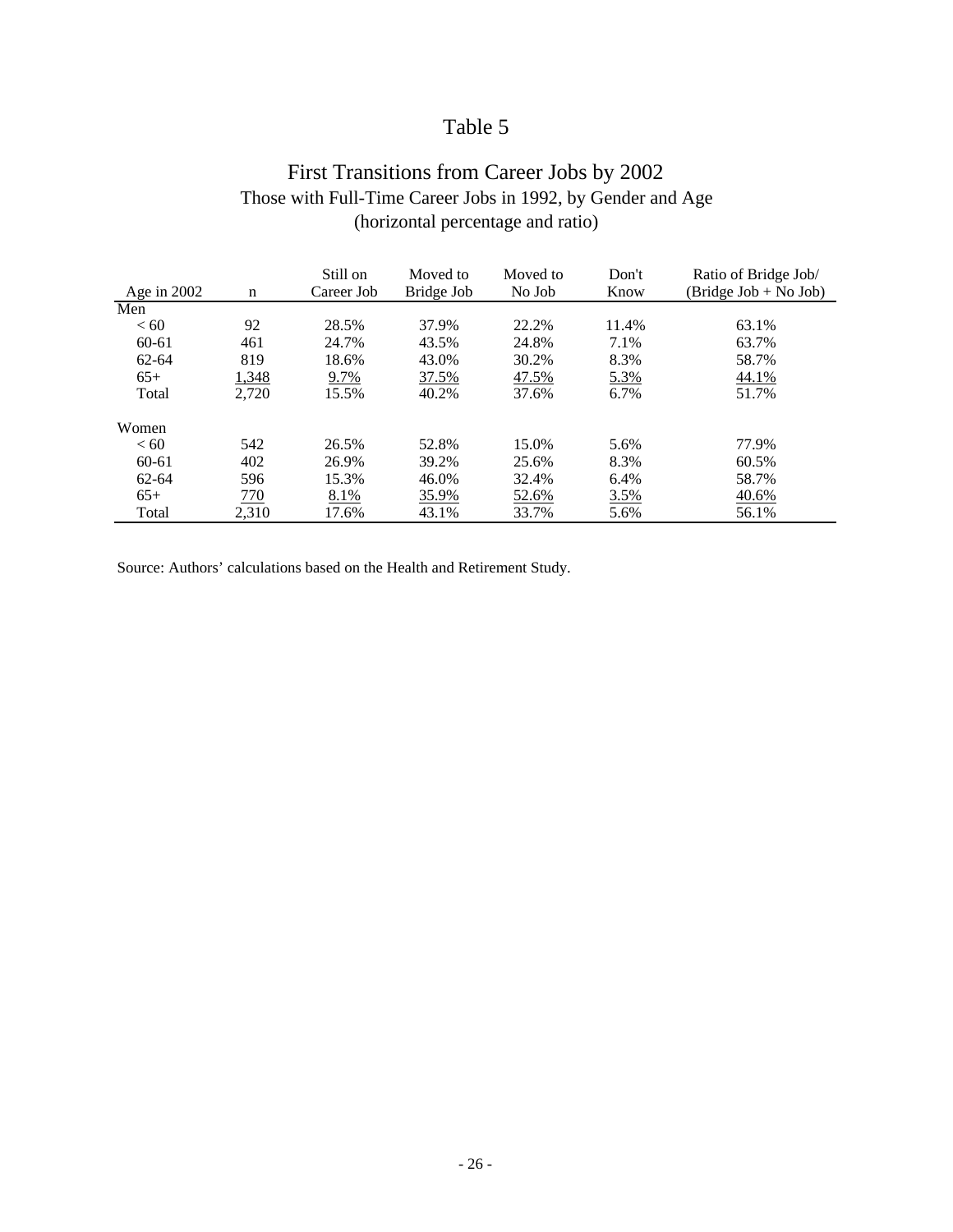# Table 5

## First Transitions from Career Jobs by 2002

Those with Full-Time Career Jobs in 1992, by Gender and Age
(horizontal percentage and ratio)

| Age in 2002 | n | Still on Career Job | Moved to Bridge Job | Moved to No Job | Don't Know | Ratio of Bridge Job/ (Bridge Job + No Job) |
|---|---|---|---|---|---|---|
| Men | | | | | | |
| < 60 | 92 | 28.5% | 37.9% | 22.2% | 11.4% | 63.1% |
| 60-61 | 461 | 24.7% | 43.5% | 24.8% | 7.1% | 63.7% |
| 62-64 | 819 | 18.6% | 43.0% | 30.2% | 8.3% | 58.7% |
| 65+ | 1,348 | 9.7% | 37.5% | 47.5% | 5.3% | 44.1% |
| Total | 2,720 | 15.5% | 40.2% | 37.6% | 6.7% | 51.7% |
| Women | | | | | | |
| < 60 | 542 | 26.5% | 52.8% | 15.0% | 5.6% | 77.9% |
| 60-61 | 402 | 26.9% | 39.2% | 25.6% | 8.3% | 60.5% |
| 62-64 | 596 | 15.3% | 46.0% | 32.4% | 6.4% | 58.7% |
| 65+ | 770 | 8.1% | 35.9% | 52.6% | 3.5% | 40.6% |
| Total | 2,310 | 17.6% | 43.1% | 33.7% | 5.6% | 56.1% |

Source: Authors' calculations based on the Health and Retirement Study.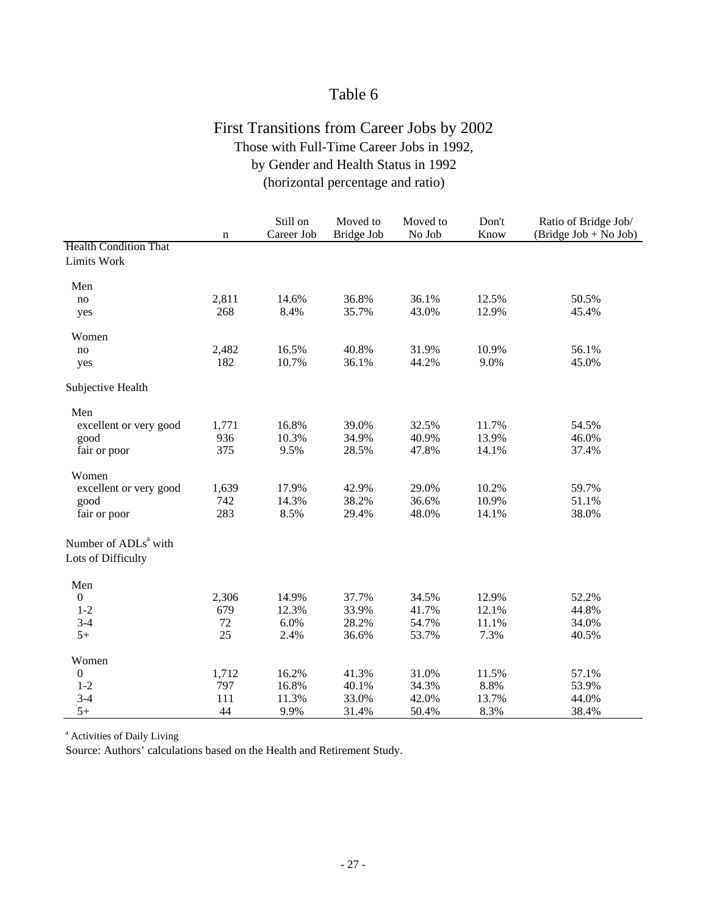# Table 6

## First Transitions from Career Jobs by 2002

### Those with Full-Time Career Jobs in 1992, by Gender and Health Status in 1992 (horizontal percentage and ratio)

| | n | Still on Career Job | Moved to Bridge Job | Moved to No Job | Don't Know | Ratio of Bridge Job/ (Bridge Job + No Job) |
|---|---|---|---|---|---|---|
| Health Condition That Limits Work | | | | | | |
| Men | | | | | | |
| no | 2,811 | 14.6% | 36.8% | 36.1% | 12.5% | 50.5% |
| yes | 268 | 8.4% | 35.7% | 43.0% | 12.9% | 45.4% |
| Women | | | | | | |
| no | 2,482 | 16.5% | 40.8% | 31.9% | 10.9% | 56.1% |
| yes | 182 | 10.7% | 36.1% | 44.2% | 9.0% | 45.0% |
| Subjective Health | | | | | | |
| Men | | | | | | |
| excellent or very good | 1,771 | 16.8% | 39.0% | 32.5% | 11.7% | 54.5% |
| good | 936 | 10.3% | 34.9% | 40.9% | 13.9% | 46.0% |
| fair or poor | 375 | 9.5% | 28.5% | 47.8% | 14.1% | 37.4% |
| Women | | | | | | |
| excellent or very good | 1,639 | 17.9% | 42.9% | 29.0% | 10.2% | 59.7% |
| good | 742 | 14.3% | 38.2% | 36.6% | 10.9% | 51.1% |
| fair or poor | 283 | 8.5% | 29.4% | 48.0% | 14.1% | 38.0% |
| Number of ADLs[a] with Lots of Difficulty | | | | | | |
| Men | | | | | | |
| 0 | 2,306 | 14.9% | 37.7% | 34.5% | 12.9% | 52.2% |
| 1-2 | 679 | 12.3% | 33.9% | 41.7% | 12.1% | 44.8% |
| 3-4 | 72 | 6.0% | 28.2% | 54.7% | 11.1% | 34.0% |
| 5+ | 25 | 2.4% | 36.6% | 53.7% | 7.3% | 40.5% |
| Women | | | | | | |
| 0 | 1,712 | 16.2% | 41.3% | 31.0% | 11.5% | 57.1% |
| 1-2 | 797 | 16.8% | 40.1% | 34.3% | 8.8% | 53.9% |
| 3-4 | 111 | 11.3% | 33.0% | 42.0% | 13.7% | 44.0% |
| 5+ | 44 | 9.9% | 31.4% | 50.4% | 8.3% | 38.4% |

[a] Activities of Daily Living

Source: Authors' calculations based on the Health and Retirement Study.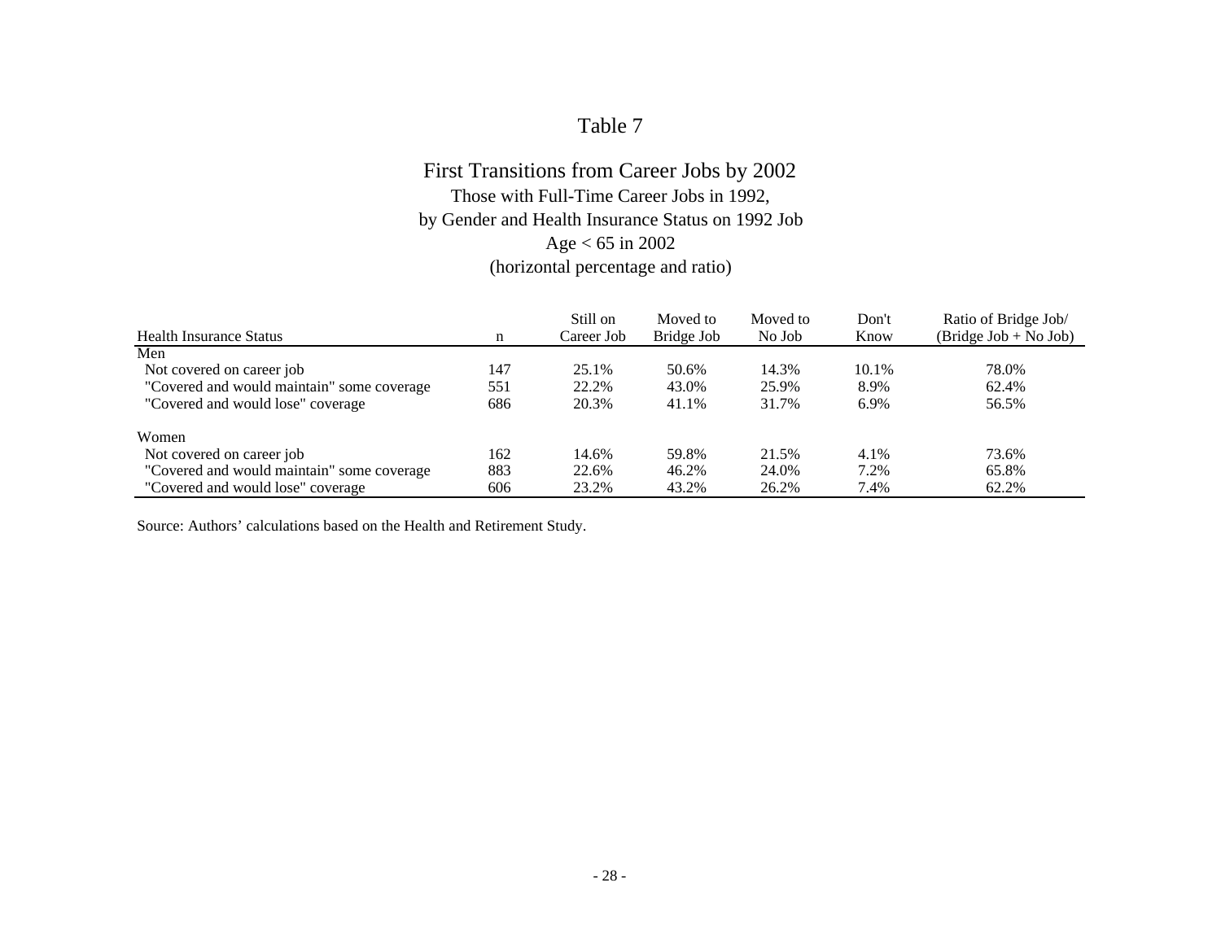# Table 7

## First Transitions from Career Jobs by 2002

Those with Full-Time Career Jobs in 1992,
by Gender and Health Insurance Status on 1992 Job
Age < 65 in 2002
(horizontal percentage and ratio)

| Health Insurance Status | n | Still on Career Job | Moved to Bridge Job | Moved to No Job | Don't Know | Ratio of Bridge Job/ (Bridge Job + No Job) |
|---|---|---|---|---|---|---|
| Men | | | | | | |
| Not covered on career job | 147 | 25.1% | 50.6% | 14.3% | 10.1% | 78.0% |
| "Covered and would maintain" some coverage | 551 | 22.2% | 43.0% | 25.9% | 8.9% | 62.4% |
| "Covered and would lose" coverage | 686 | 20.3% | 41.1% | 31.7% | 6.9% | 56.5% |
| Women | | | | | | |
| Not covered on career job | 162 | 14.6% | 59.8% | 21.5% | 4.1% | 73.6% |
| "Covered and would maintain" some coverage | 883 | 22.6% | 46.2% | 24.0% | 7.2% | 65.8% |
| "Covered and would lose" coverage | 606 | 23.2% | 43.2% | 26.2% | 7.4% | 62.2% |

Source: Authors' calculations based on the Health and Retirement Study.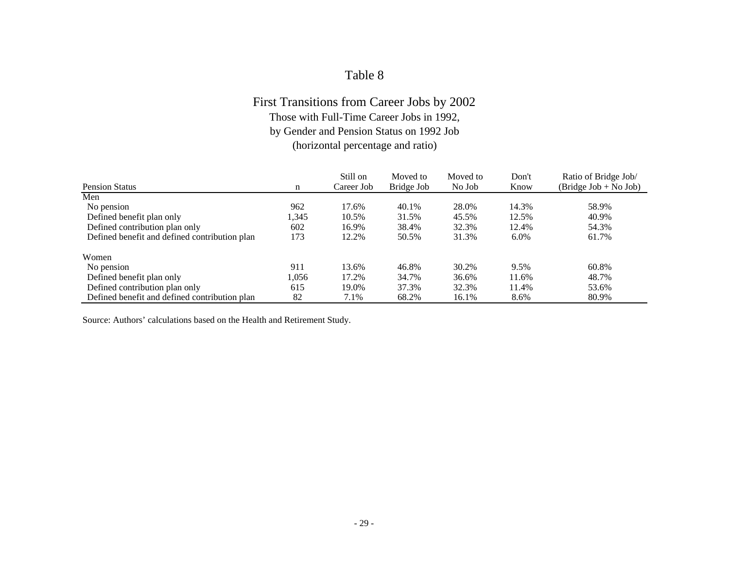# Table 8

## First Transitions from Career Jobs by 2002

Those with Full-Time Career Jobs in 1992,
by Gender and Pension Status on 1992 Job
(horizontal percentage and ratio)

| Pension Status | n | Still on Career Job | Moved to Bridge Job | Moved to No Job | Don't Know | Ratio of Bridge Job/ (Bridge Job + No Job) |
|---|---|---|---|---|---|---|
| Men | | | | | | |
| No pension | 962 | 17.6% | 40.1% | 28.0% | 14.3% | 58.9% |
| Defined benefit plan only | 1,345 | 10.5% | 31.5% | 45.5% | 12.5% | 40.9% |
| Defined contribution plan only | 602 | 16.9% | 38.4% | 32.3% | 12.4% | 54.3% |
| Defined benefit and defined contribution plan | 173 | 12.2% | 50.5% | 31.3% | 6.0% | 61.7% |
| Women | | | | | | |
| No pension | 911 | 13.6% | 46.8% | 30.2% | 9.5% | 60.8% |
| Defined benefit plan only | 1,056 | 17.2% | 34.7% | 36.6% | 11.6% | 48.7% |
| Defined contribution plan only | 615 | 19.0% | 37.3% | 32.3% | 11.4% | 53.6% |
| Defined benefit and defined contribution plan | 82 | 7.1% | 68.2% | 16.1% | 8.6% | 80.9% |

Source: Authors' calculations based on the Health and Retirement Study.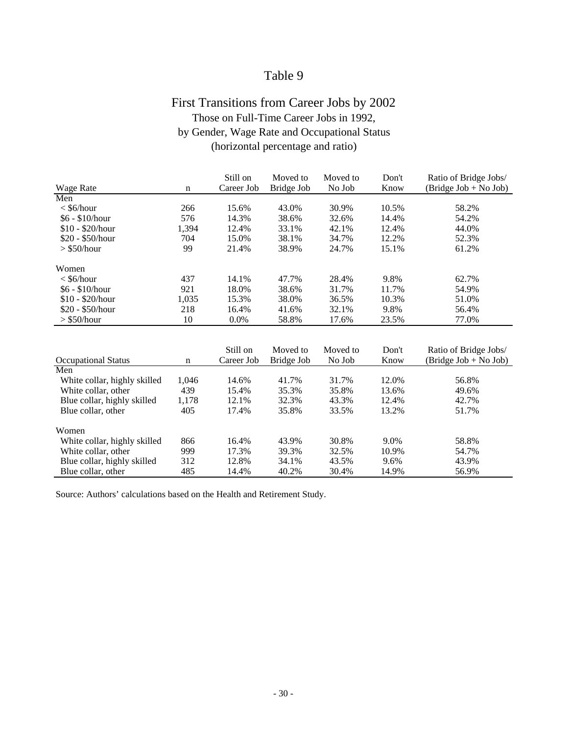# Table 9

## First Transitions from Career Jobs by 2002

Those on Full-Time Career Jobs in 1992,
by Gender, Wage Rate and Occupational Status
(horizontal percentage and ratio)

| Wage Rate | n | Still on Career Job | Moved to Bridge Job | Moved to No Job | Don't Know | Ratio of Bridge Jobs/ (Bridge Job + No Job) |
|---|---|---|---|---|---|---|
| Men | | | | | | |
| < $6/hour | 266 | 15.6% | 43.0% | 30.9% | 10.5% | 58.2% |
| $6 - $10/hour | 576 | 14.3% | 38.6% | 32.6% | 14.4% | 54.2% |
| $10 - $20/hour | 1,394 | 12.4% | 33.1% | 42.1% | 12.4% | 44.0% |
| $20 - $50/hour | 704 | 15.0% | 38.1% | 34.7% | 12.2% | 52.3% |
| > $50/hour | 99 | 21.4% | 38.9% | 24.7% | 15.1% | 61.2% |
| Women | | | | | | |
| < $6/hour | 437 | 14.1% | 47.7% | 28.4% | 9.8% | 62.7% |
| $6 - $10/hour | 921 | 18.0% | 38.6% | 31.7% | 11.7% | 54.9% |
| $10 - $20/hour | 1,035 | 15.3% | 38.0% | 36.5% | 10.3% | 51.0% |
| $20 - $50/hour | 218 | 16.4% | 41.6% | 32.1% | 9.8% | 56.4% |
| > $50/hour | 10 | 0.0% | 58.8% | 17.6% | 23.5% | 77.0% |

| Occupational Status | n | Still on Career Job | Moved to Bridge Job | Moved to No Job | Don't Know | Ratio of Bridge Jobs/ (Bridge Job + No Job) |
|---|---|---|---|---|---|---|
| Men | | | | | | |
| White collar, highly skilled | 1,046 | 14.6% | 41.7% | 31.7% | 12.0% | 56.8% |
| White collar, other | 439 | 15.4% | 35.3% | 35.8% | 13.6% | 49.6% |
| Blue collar, highly skilled | 1,178 | 12.1% | 32.3% | 43.3% | 12.4% | 42.7% |
| Blue collar, other | 405 | 17.4% | 35.8% | 33.5% | 13.2% | 51.7% |
| Women | | | | | | |
| White collar, highly skilled | 866 | 16.4% | 43.9% | 30.8% | 9.0% | 58.8% |
| White collar, other | 999 | 17.3% | 39.3% | 32.5% | 10.9% | 54.7% |
| Blue collar, highly skilled | 312 | 12.8% | 34.1% | 43.5% | 9.6% | 43.9% |
| Blue collar, other | 485 | 14.4% | 40.2% | 30.4% | 14.9% | 56.9% |

Source: Authors' calculations based on the Health and Retirement Study.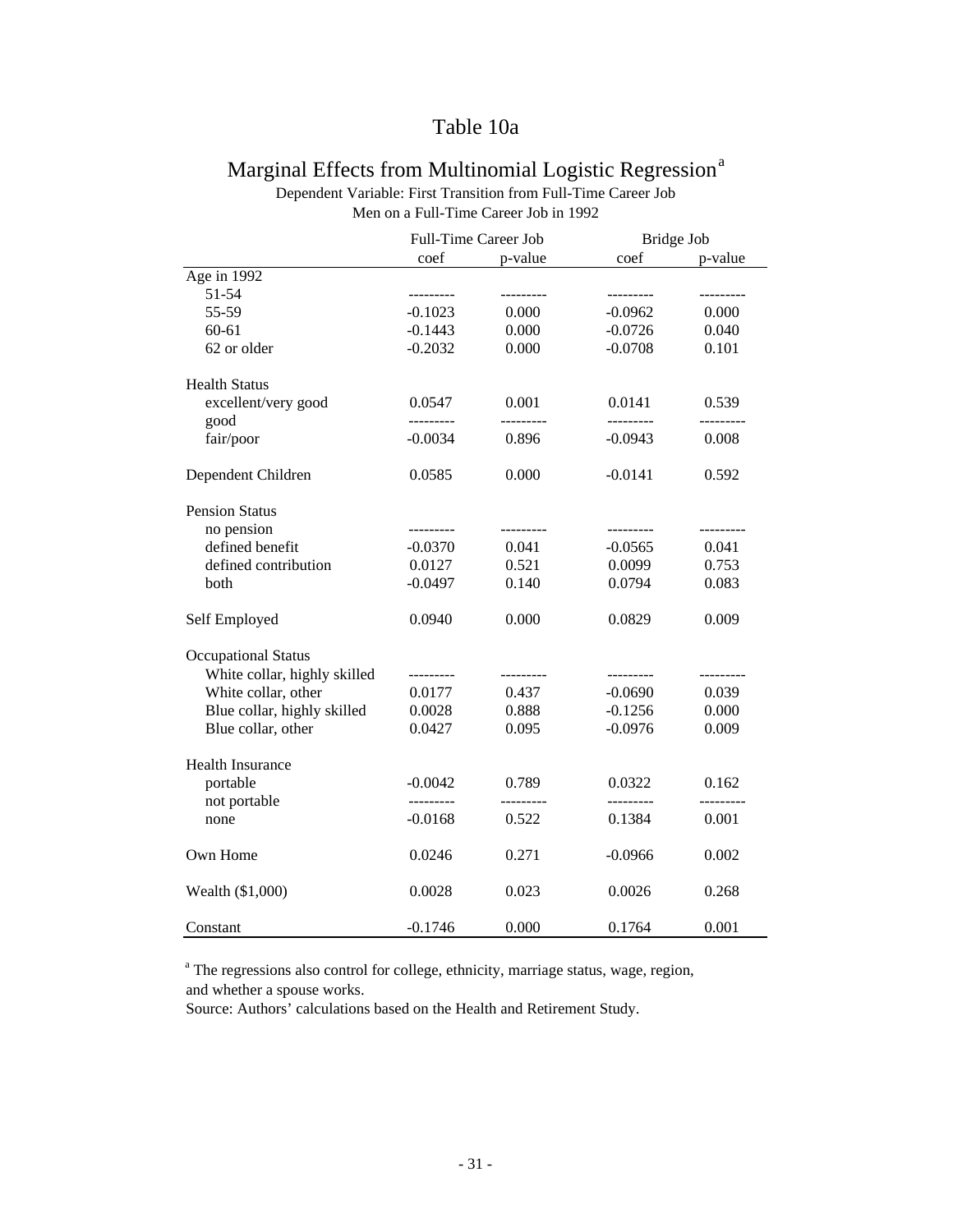# Table 10a

## Marginal Effects from Multinomial Logistic Regression[a]

Dependent Variable: First Transition from Full-Time Career Job
Men on a Full-Time Career Job in 1992

| | Full-Time Career Job | | Bridge Job | |
|---|---|---|---|---|
| | coef | p-value | coef | p-value |
| Age in 1992 | | | | |
| 51-54 | --------- | --------- | --------- | --------- |
| 55-59 | -0.1023 | 0.000 | -0.0962 | 0.000 |
| 60-61 | -0.1443 | 0.000 | -0.0726 | 0.040 |
| 62 or older | -0.2032 | 0.000 | -0.0708 | 0.101 |
| Health Status | | | | |
| excellent/very good | 0.0547 | 0.001 | 0.0141 | 0.539 |
| good | --------- | --------- | --------- | --------- |
| fair/poor | -0.0034 | 0.896 | -0.0943 | 0.008 |
| Dependent Children | 0.0585 | 0.000 | -0.0141 | 0.592 |
| Pension Status | | | | |
| no pension | --------- | --------- | --------- | --------- |
| defined benefit | -0.0370 | 0.041 | -0.0565 | 0.041 |
| defined contribution | 0.0127 | 0.521 | 0.0099 | 0.753 |
| both | -0.0497 | 0.140 | 0.0794 | 0.083 |
| Self Employed | 0.0940 | 0.000 | 0.0829 | 0.009 |
| Occupational Status | | | | |
| White collar, highly skilled | --------- | --------- | --------- | --------- |
| White collar, other | 0.0177 | 0.437 | -0.0690 | 0.039 |
| Blue collar, highly skilled | 0.0028 | 0.888 | -0.1256 | 0.000 |
| Blue collar, other | 0.0427 | 0.095 | -0.0976 | 0.009 |
| Health Insurance | | | | |
| portable | -0.0042 | 0.789 | 0.0322 | 0.162 |
| not portable | --------- | --------- | --------- | --------- |
| none | -0.0168 | 0.522 | 0.1384 | 0.001 |
| Own Home | 0.0246 | 0.271 | -0.0966 | 0.002 |
| Wealth ($1,000) | 0.0028 | 0.023 | 0.0026 | 0.268 |
| Constant | -0.1746 | 0.000 | 0.1764 | 0.001 |

[a] The regressions also control for college, ethnicity, marriage status, wage, region, and whether a spouse works.

Source: Authors' calculations based on the Health and Retirement Study.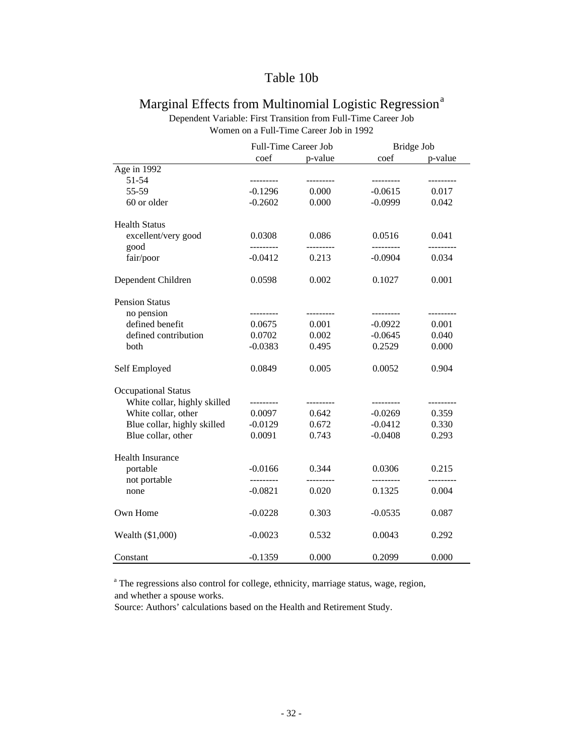# Table 10b

## Marginal Effects from Multinomial Logistic Regression[a]

Dependent Variable: First Transition from Full-Time Career Job
Women on a Full-Time Career Job in 1992

| | Full-Time Career Job | | Bridge Job | |
|---|---|---|---|---|
| | coef | p-value | coef | p-value |
| Age in 1992 | | | | |
| 51-54 | --------- | --------- | --------- | --------- |
| 55-59 | -0.1296 | 0.000 | -0.0615 | 0.017 |
| 60 or older | -0.2602 | 0.000 | -0.0999 | 0.042 |
| Health Status | | | | |
| excellent/very good | 0.0308 | 0.086 | 0.0516 | 0.041 |
| good | --------- | --------- | --------- | --------- |
| fair/poor | -0.0412 | 0.213 | -0.0904 | 0.034 |
| Dependent Children | 0.0598 | 0.002 | 0.1027 | 0.001 |
| Pension Status | | | | |
| no pension | --------- | --------- | --------- | --------- |
| defined benefit | 0.0675 | 0.001 | -0.0922 | 0.001 |
| defined contribution | 0.0702 | 0.002 | -0.0645 | 0.040 |
| both | -0.0383 | 0.495 | 0.2529 | 0.000 |
| Self Employed | 0.0849 | 0.005 | 0.0052 | 0.904 |
| Occupational Status | | | | |
| White collar, highly skilled | --------- | --------- | --------- | --------- |
| White collar, other | 0.0097 | 0.642 | -0.0269 | 0.359 |
| Blue collar, highly skilled | -0.0129 | 0.672 | -0.0412 | 0.330 |
| Blue collar, other | 0.0091 | 0.743 | -0.0408 | 0.293 |
| Health Insurance | | | | |
| portable | -0.0166 | 0.344 | 0.0306 | 0.215 |
| not portable | --------- | --------- | --------- | --------- |
| none | -0.0821 | 0.020 | 0.1325 | 0.004 |
| Own Home | -0.0228 | 0.303 | -0.0535 | 0.087 |
| Wealth ($1,000) | -0.0023 | 0.532 | 0.0043 | 0.292 |
| Constant | -0.1359 | 0.000 | 0.2099 | 0.000 |

[a] The regressions also control for college, ethnicity, marriage status, wage, region, and whether a spouse works.

Source: Authors' calculations based on the Health and Retirement Study.